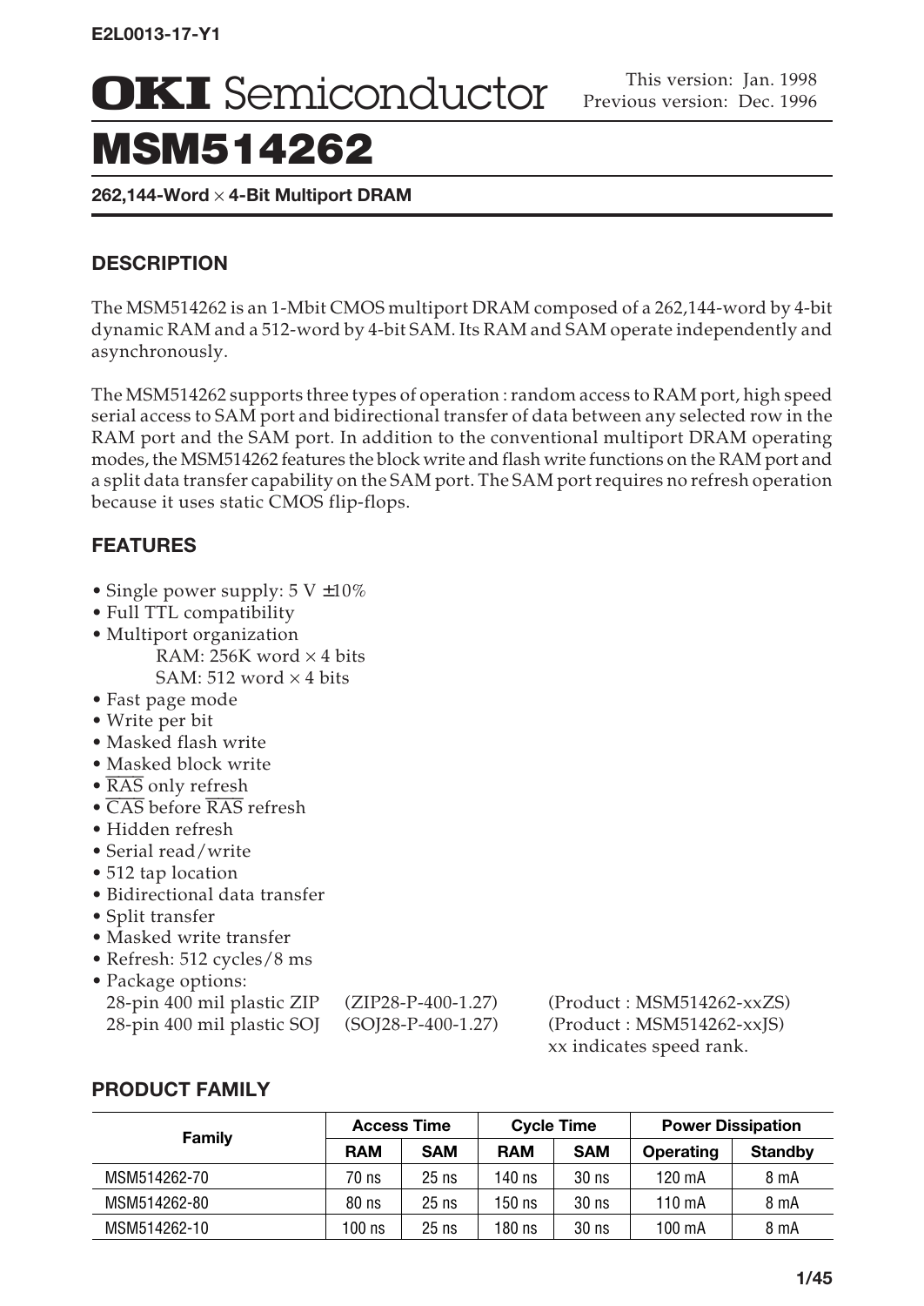E2L0013-17-Y1

# OKI Semiconductor

This version: Jan. 1998
Previous version: Dec. 1996

# MSM514262

**262,144-Word × 4-Bit Multiport DRAM**

## DESCRIPTION

The MSM514262 is an 1-Mbit CMOS multiport DRAM composed of a 262,144-word by 4-bit dynamic RAM and a 512-word by 4-bit SAM. Its RAM and SAM operate independently and asynchronously.

The MSM514262 supports three types of operation : random access to RAM port, high speed serial access to SAM port and bidirectional transfer of data between any selected row in the RAM port and the SAM port. In addition to the conventional multiport DRAM operating modes, the MSM514262 features the block write and flash write functions on the RAM port and a split data transfer capability on the SAM port. The SAM port requires no refresh operation because it uses static CMOS flip-flops.

## FEATURES

- Single power supply: 5 V ±10%
- Full TTL compatibility
- Multiport organization
  - RAM: 256K word × 4 bits
  - SAM: 512 word × 4 bits
- Fast page mode
- Write per bit
- Masked flash write
- Masked block write
- $\overline{RAS}$ only refresh
- $\overline{CAS}$ before $\overline{RAS}$ refresh
- Hidden refresh
- Serial read/write
- 512 tap location
- Bidirectional data transfer
- Split transfer
- Masked write transfer
- Refresh: 512 cycles/8 ms
- Package options:
  - 28-pin 400 mil plastic ZIP (ZIP28-P-400-1.27) (Product : MSM514262-xxZS)
  - 28-pin 400 mil plastic SOJ (SOJ28-P-400-1.27) (Product : MSM514262-xxJS)
  - xx indicates speed rank.

## PRODUCT FAMILY

| Family | Access Time | | Cycle Time | | Power Dissipation | |
|---|---|---|---|---|---|---|
| | RAM | SAM | RAM | SAM | Operating | Standby |
| MSM514262-70 | 70 ns | 25 ns | 140 ns | 30 ns | 120 mA | 8 mA |
| MSM514262-80 | 80 ns | 25 ns | 150 ns | 30 ns | 110 mA | 8 mA |
| MSM514262-10 | 100 ns | 25 ns | 180 ns | 30 ns | 100 mA | 8 mA |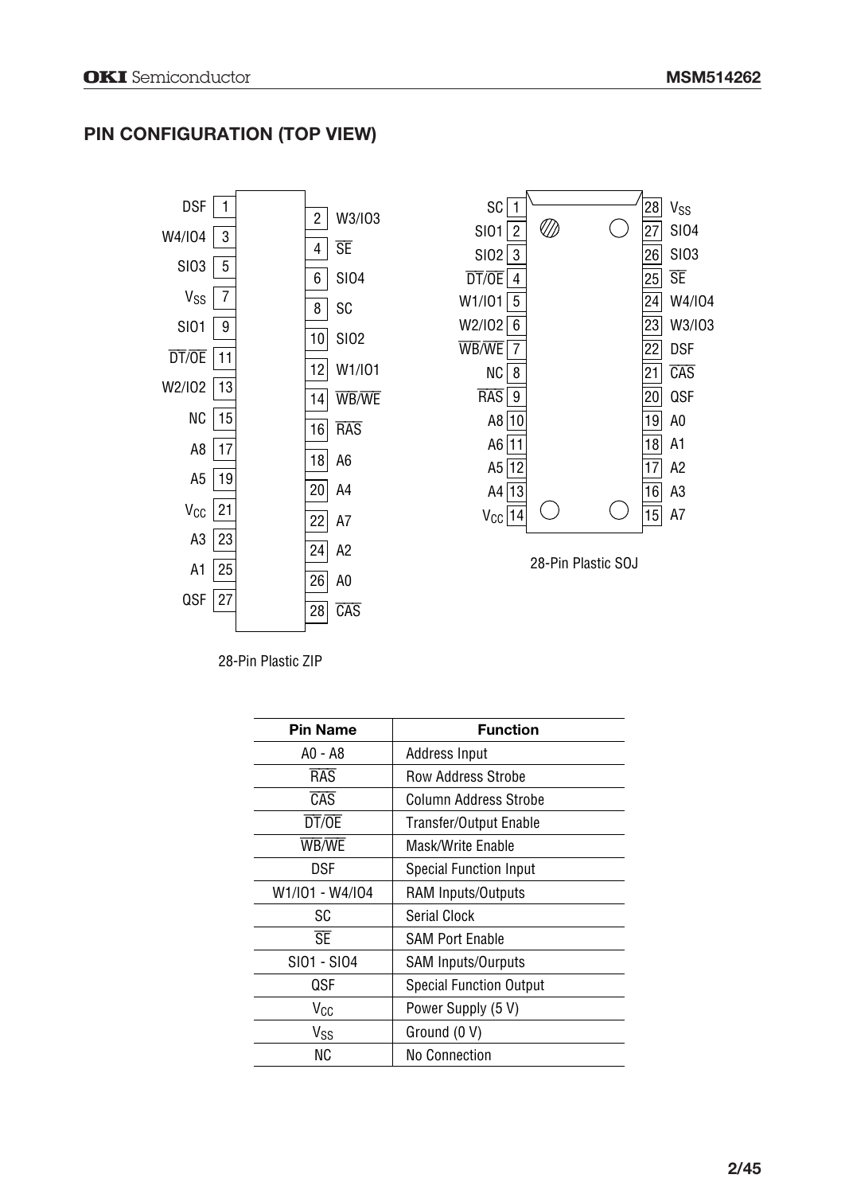## PIN CONFIGURATION (TOP VIEW)

**28-Pin Plastic ZIP**

| Pin | Name | Pin | Name |
|---|---|---|---|
| 1 | DSF | 2 | W3/IO3 |
| 3 | W4/IO4 | 4 | $\overline{SE}$ |
| 5 | SIO3 | 6 | SIO4 |
| 7 | $V_{SS}$ | 8 | SC |
| 9 | SIO1 | 10 | SIO2 |
| 11 | $\overline{DT}/\overline{OE}$ | 12 | W1/IO1 |
| 13 | W2/IO2 | 14 | $\overline{WB}/\overline{WE}$ |
| 15 | NC | 16 | $\overline{RAS}$ |
| 17 | A8 | 18 | A6 |
| 19 | A5 | 20 | A4 |
| 21 | $V_{CC}$ | 22 | A7 |
| 23 | A3 | 24 | A2 |
| 25 | A1 | 26 | A0 |
| 27 | QSF | 28 | $\overline{CAS}$ |

**28-Pin Plastic SOJ**

| Pin | Name | Pin | Name |
|---|---|---|---|
| 1 | SC | 28 | $V_{SS}$ |
| 2 | SIO1 | 27 | SIO4 |
| 3 | SIO2 | 26 | SIO3 |
| 4 | $\overline{DT}/\overline{OE}$ | 25 | $\overline{SE}$ |
| 5 | W1/IO1 | 24 | W4/IO4 |
| 6 | W2/IO2 | 23 | W3/IO3 |
| 7 | $\overline{WB}/\overline{WE}$ | 22 | DSF |
| 8 | NC | 21 | $\overline{CAS}$ |
| 9 | $\overline{RAS}$ | 20 | QSF |
| 10 | A8 | 19 | A0 |
| 11 | A6 | 18 | A1 |
| 12 | A5 | 17 | A2 |
| 13 | A4 | 16 | A3 |
| 14 | $V_{CC}$ | 15 | A7 |

| Pin Name | Function |
|---|---|
| A0 - A8 | Address Input |
| $\overline{RAS}$ | Row Address Strobe |
| $\overline{CAS}$ | Column Address Strobe |
| $\overline{DT}/\overline{OE}$ | Transfer/Output Enable |
| $\overline{WB}/\overline{WE}$ | Mask/Write Enable |
| DSF | Special Function Input |
| W1/IO1 - W4/IO4 | RAM Inputs/Outputs |
| SC | Serial Clock |
| $\overline{SE}$ | SAM Port Enable |
| SIO1 - SIO4 | SAM Inputs/Ourputs |
| QSF | Special Function Output |
| $V_{CC}$ | Power Supply (5 V) |
| $V_{SS}$ | Ground (0 V) |
| NC | No Connection |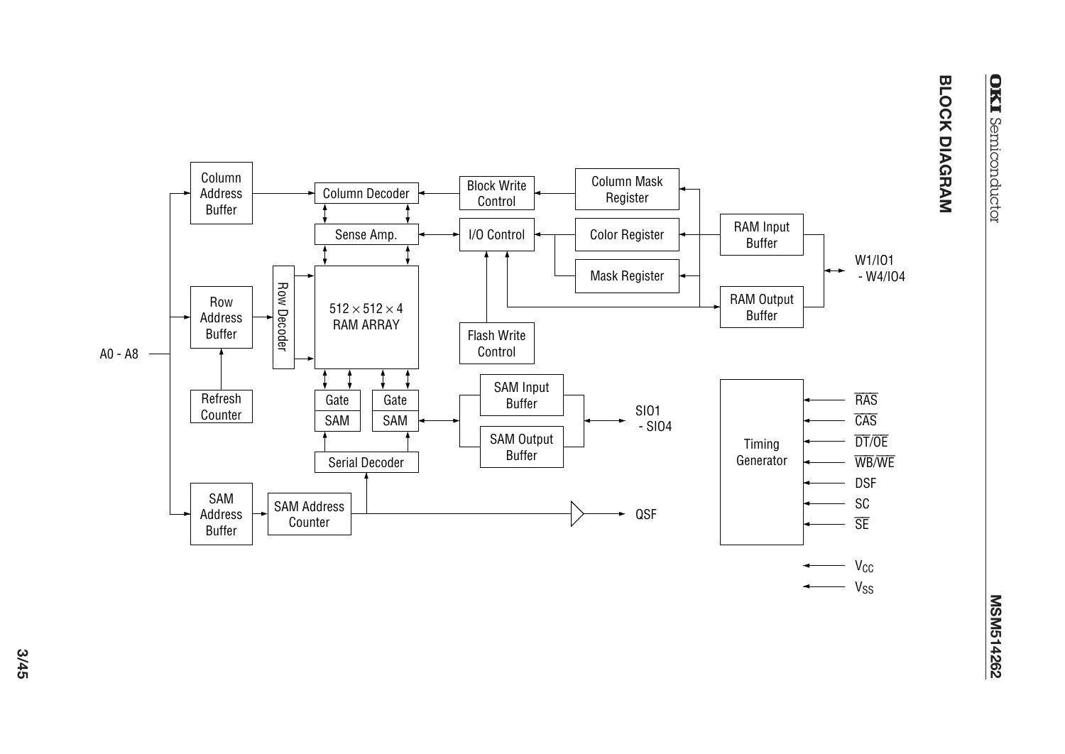## BLOCK DIAGRAM

A0 - A8

Column Address Buffer

Row Address Buffer

Refresh Counter

SAM Address Buffer

SAM Address Counter

Column Decoder

Sense Amp.

Row Decoder

512 × 512 × 4 RAM ARRAY

Gate

SAM

Gate

SAM

Serial Decoder

Block Write Control

I/O Control

Flash Write Control

SAM Input Buffer

SAM Output Buffer

Column Mask Register

Color Register

Mask Register

RAM Input Buffer

RAM Output Buffer

W1/IO1 - W4/IO4

SIO1 - SIO4

QSF

Timing Generator

$\overline{RAS}$

$\overline{CAS}$

$\overline{DT}/\overline{OE}$

$\overline{WB}/\overline{WE}$

DSF

SC

$\overline{SE}$

$V_{CC}$

$V_{SS}$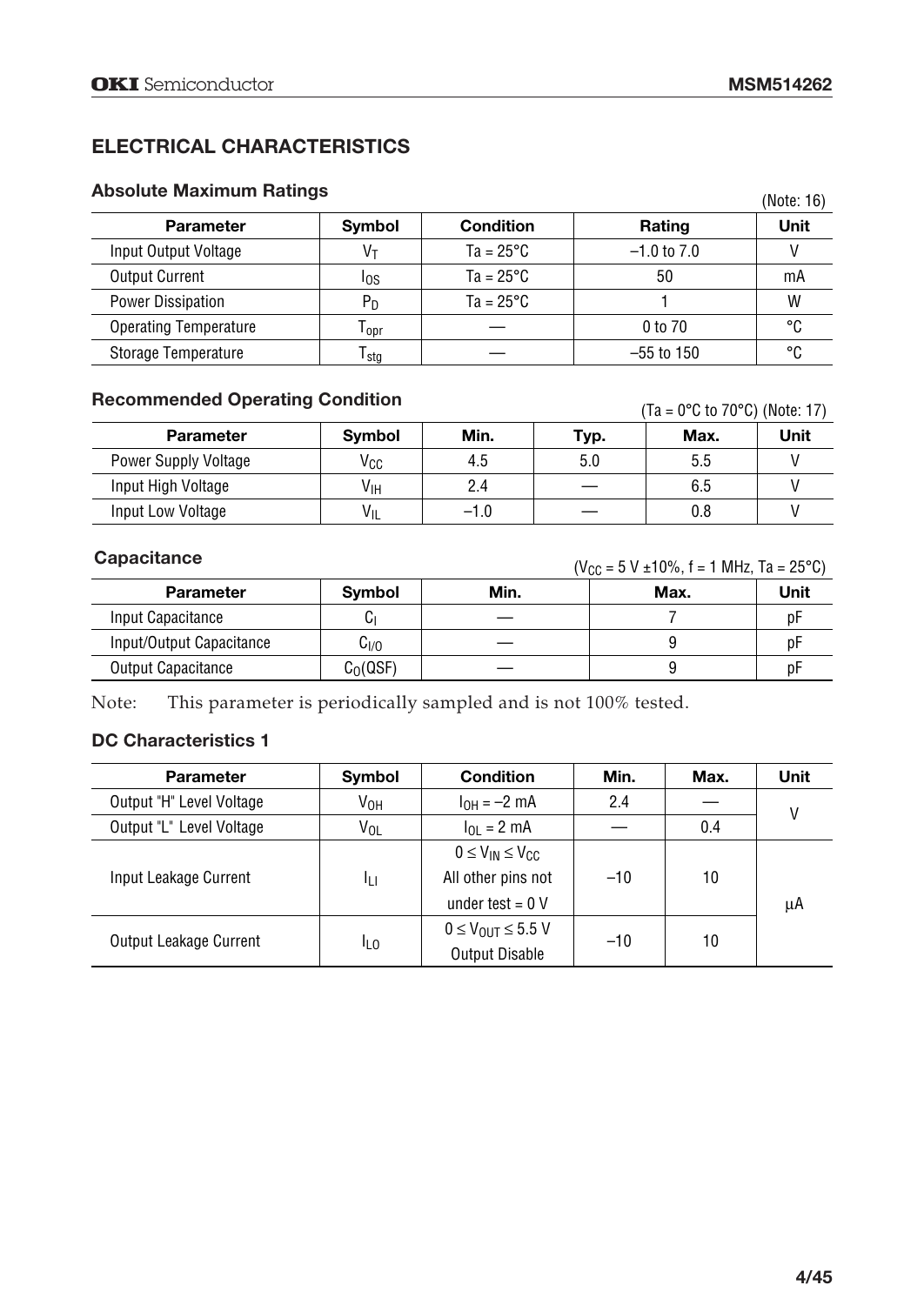## ELECTRICAL CHARACTERISTICS

### Absolute Maximum Ratings

(Note: 16)

| Parameter | Symbol | Condition | Rating | Unit |
|---|---|---|---|---|
| Input Output Voltage | $V_T$ | Ta = 25°C | –1.0 to 7.0 | V |
| Output Current | $I_{OS}$ | Ta = 25°C | 50 | mA |
| Power Dissipation | $P_D$ | Ta = 25°C | 1 | W |
| Operating Temperature | $T_{opr}$ | — | 0 to 70 | °C |
| Storage Temperature | $T_{stg}$ | — | –55 to 150 | °C |

### Recommended Operating Condition

(Ta = 0°C to 70°C) (Note: 17)

| Parameter | Symbol | Min. | Typ. | Max. | Unit |
|---|---|---|---|---|---|
| Power Supply Voltage | $V_{CC}$ | 4.5 | 5.0 | 5.5 | V |
| Input High Voltage | $V_{IH}$ | 2.4 | — | 6.5 | V |
| Input Low Voltage | $V_{IL}$ | –1.0 | — | 0.8 | V |

### Capacitance

($V_{CC}$ = 5 V ±10%, f = 1 MHz, Ta = 25°C)

| Parameter | Symbol | Min. | Max. | Unit |
|---|---|---|---|---|
| Input Capacitance | $C_I$ | — | 7 | pF |
| Input/Output Capacitance | $C_{I/O}$ | — | 9 | pF |
| Output Capacitance | $C_O$(QSF) | — | 9 | pF |

Note: This parameter is periodically sampled and is not 100% tested.

### DC Characteristics 1

| Parameter | Symbol | Condition | Min. | Max. | Unit |
|---|---|---|---|---|---|
| Output "H" Level Voltage | $V_{OH}$ | $I_{OH}$ = –2 mA | 2.4 | — | V |
| Output "L" Level Voltage | $V_{OL}$ | $I_{OL}$ = 2 mA | — | 0.4 | V |
| Input Leakage Current | $I_{LI}$ | $0 \le V_{IN} \le V_{CC}$ All other pins not under test = 0 V | –10 | 10 | μA |
| Output Leakage Current | $I_{LO}$ | $0 \le V_{OUT} \le 5.5$ V Output Disable | –10 | 10 | μA |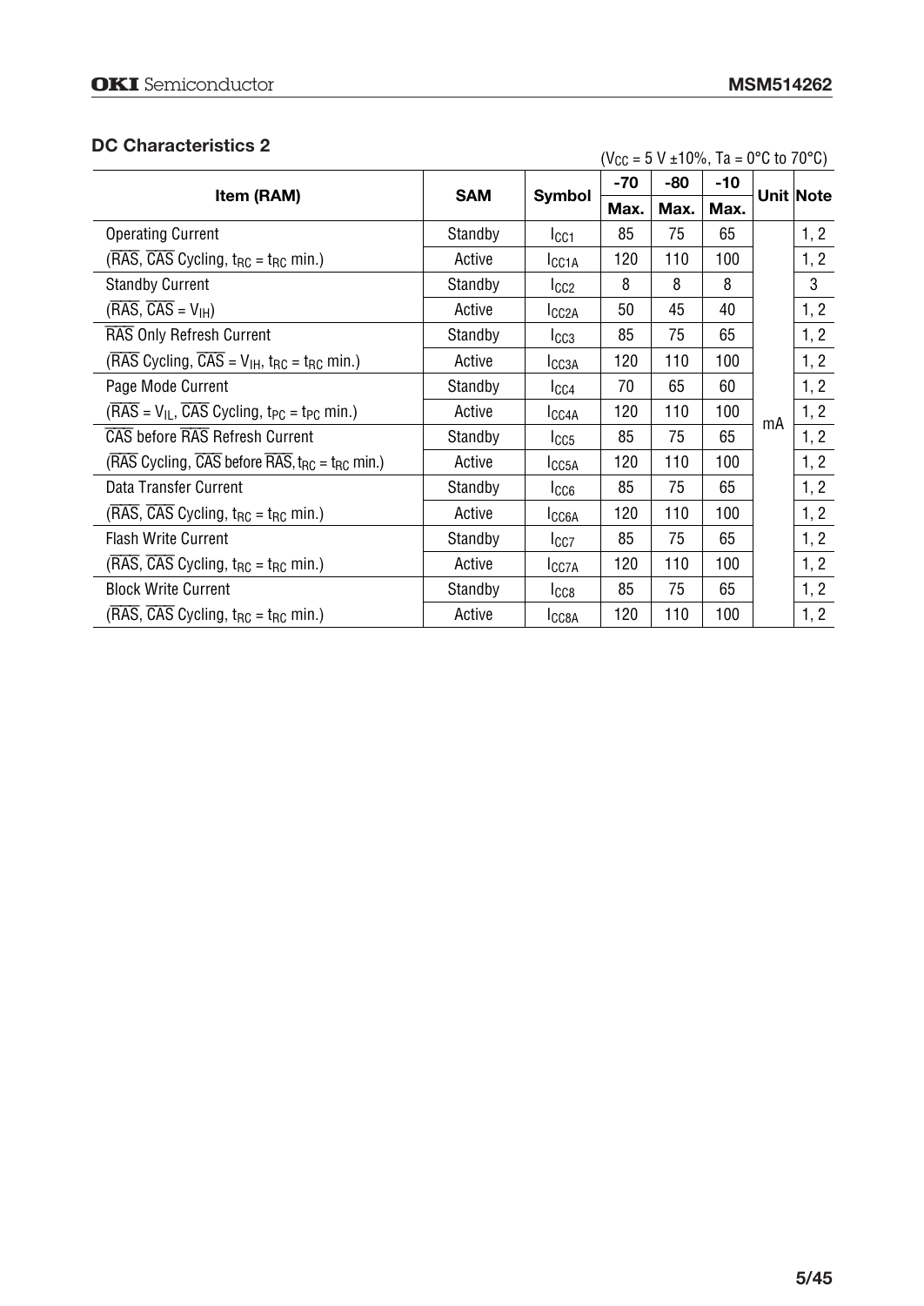## DC Characteristics 2

($V_{CC}$ = 5 V ±10%, Ta = 0°C to 70°C)

| Item (RAM) | SAM | Symbol | -70 | -80 | -10 | Unit | Note |
|---|---|---|---|---|---|---|---|
| | | | Max. | Max. | Max. | | |
| Operating Current | Standby | $I_{CC1}$ | 85 | 75 | 65 | mA | 1, 2 |
| ($\overline{RAS}$, $\overline{CAS}$ Cycling, $t_{RC}$ = $t_{RC}$ min.) | Active | $I_{CC1A}$ | 120 | 110 | 100 | mA | 1, 2 |
| Standby Current | Standby | $I_{CC2}$ | 8 | 8 | 8 | mA | 3 |
| ($\overline{RAS}$, $\overline{CAS}$ = $V_{IH}$) | Active | $I_{CC2A}$ | 50 | 45 | 40 | mA | 1, 2 |
| $\overline{RAS}$ Only Refresh Current | Standby | $I_{CC3}$ | 85 | 75 | 65 | mA | 1, 2 |
| ($\overline{RAS}$ Cycling, $\overline{CAS}$ = $V_{IH}$, $t_{RC}$ = $t_{RC}$ min.) | Active | $I_{CC3A}$ | 120 | 110 | 100 | mA | 1, 2 |
| Page Mode Current | Standby | $I_{CC4}$ | 70 | 65 | 60 | mA | 1, 2 |
| ($\overline{RAS}$ = $V_{IL}$, $\overline{CAS}$ Cycling, $t_{PC}$ = $t_{PC}$ min.) | Active | $I_{CC4A}$ | 120 | 110 | 100 | mA | 1, 2 |
| $\overline{CAS}$ before $\overline{RAS}$ Refresh Current | Standby | $I_{CC5}$ | 85 | 75 | 65 | mA | 1, 2 |
| ($\overline{RAS}$ Cycling, $\overline{CAS}$ before $\overline{RAS}$, $t_{RC}$ = $t_{RC}$ min.) | Active | $I_{CC5A}$ | 120 | 110 | 100 | mA | 1, 2 |
| Data Transfer Current | Standby | $I_{CC6}$ | 85 | 75 | 65 | mA | 1, 2 |
| ($\overline{RAS}$, $\overline{CAS}$ Cycling, $t_{RC}$ = $t_{RC}$ min.) | Active | $I_{CC6A}$ | 120 | 110 | 100 | mA | 1, 2 |
| Flash Write Current | Standby | $I_{CC7}$ | 85 | 75 | 65 | mA | 1, 2 |
| ($\overline{RAS}$, $\overline{CAS}$ Cycling, $t_{RC}$ = $t_{RC}$ min.) | Active | $I_{CC7A}$ | 120 | 110 | 100 | mA | 1, 2 |
| Block Write Current | Standby | $I_{CC8}$ | 85 | 75 | 65 | mA | 1, 2 |
| ($\overline{RAS}$, $\overline{CAS}$ Cycling, $t_{RC}$ = $t_{RC}$ min.) | Active | $I_{CC8A}$ | 120 | 110 | 100 | mA | 1, 2 |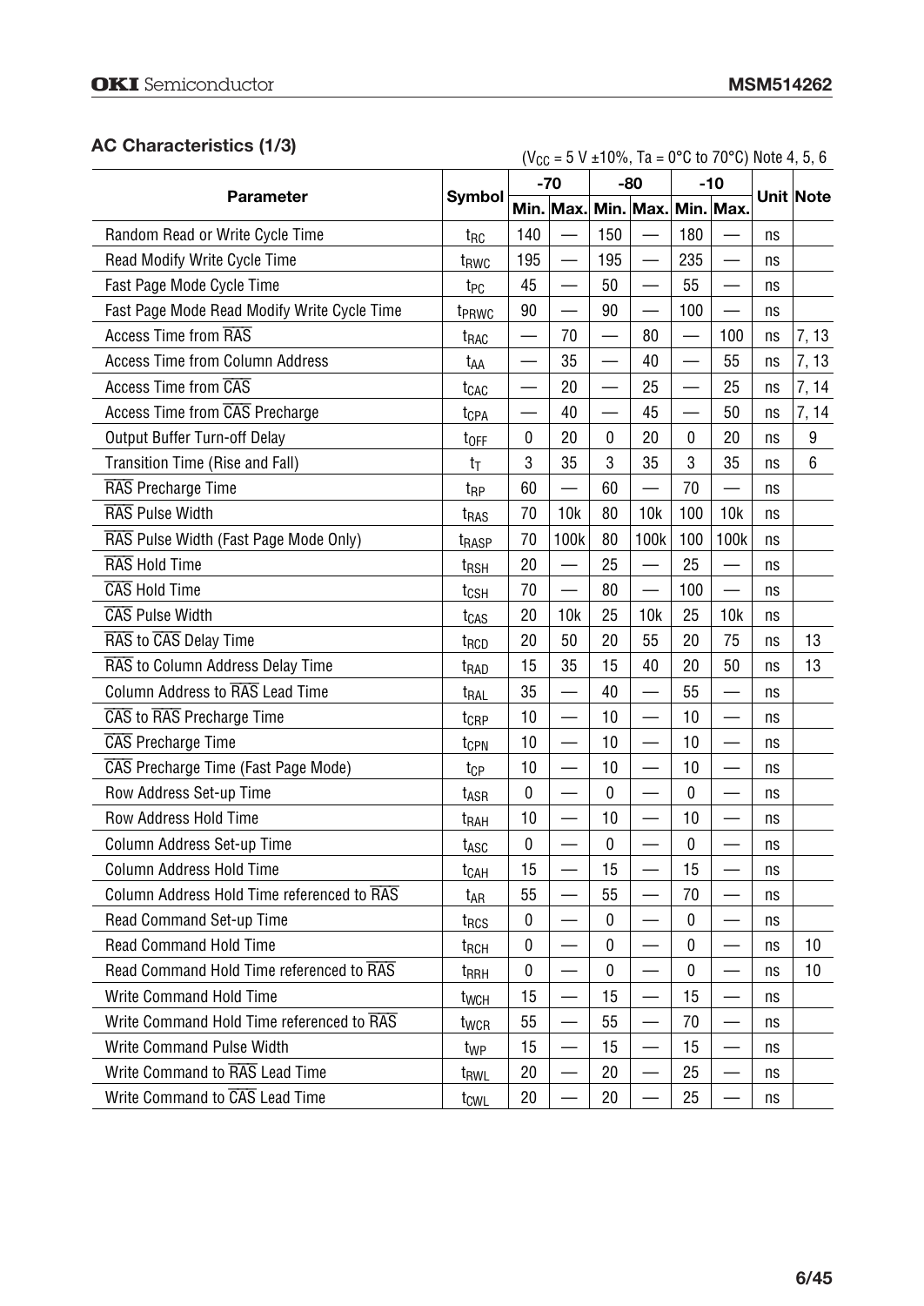## AC Characteristics (1/3)

($V_{CC}$ = 5 V ±10%, Ta = 0°C to 70°C) Note 4, 5, 6

| Parameter | Symbol | -70 | | -80 | | -10 | | Unit | Note |
|---|---|---|---|---|---|---|---|---|---|
| | | Min. | Max. | Min. | Max. | Min. | Max. | | |
| Random Read or Write Cycle Time | $t_{RC}$ | 140 | — | 150 | — | 180 | — | ns | |
| Read Modify Write Cycle Time | $t_{RWC}$ | 195 | — | 195 | — | 235 | — | ns | |
| Fast Page Mode Cycle Time | $t_{PC}$ | 45 | — | 50 | — | 55 | — | ns | |
| Fast Page Mode Read Modify Write Cycle Time | $t_{PRWC}$ | 90 | — | 90 | — | 100 | — | ns | |
| Access Time from $\overline{RAS}$ | $t_{RAC}$ | — | 70 | — | 80 | — | 100 | ns | 7, 13 |
| Access Time from Column Address | $t_{AA}$ | — | 35 | — | 40 | — | 55 | ns | 7, 13 |
| Access Time from $\overline{CAS}$ | $t_{CAC}$ | — | 20 | — | 25 | — | 25 | ns | 7, 14 |
| Access Time from $\overline{CAS}$ Precharge | $t_{CPA}$ | — | 40 | — | 45 | — | 50 | ns | 7, 14 |
| Output Buffer Turn-off Delay | $t_{OFF}$ | 0 | 20 | 0 | 20 | 0 | 20 | ns | 9 |
| Transition Time (Rise and Fall) | $t_T$ | 3 | 35 | 3 | 35 | 3 | 35 | ns | 6 |
| $\overline{RAS}$ Precharge Time | $t_{RP}$ | 60 | — | 60 | — | 70 | — | ns | |
| $\overline{RAS}$ Pulse Width | $t_{RAS}$ | 70 | 10k | 80 | 10k | 100 | 10k | ns | |
| $\overline{RAS}$ Pulse Width (Fast Page Mode Only) | $t_{RASP}$ | 70 | 100k | 80 | 100k | 100 | 100k | ns | |
| $\overline{RAS}$ Hold Time | $t_{RSH}$ | 20 | — | 25 | — | 25 | — | ns | |
| $\overline{CAS}$ Hold Time | $t_{CSH}$ | 70 | — | 80 | — | 100 | — | ns | |
| $\overline{CAS}$ Pulse Width | $t_{CAS}$ | 20 | 10k | 25 | 10k | 25 | 10k | ns | |
| $\overline{RAS}$ to $\overline{CAS}$ Delay Time | $t_{RCD}$ | 20 | 50 | 20 | 55 | 20 | 75 | ns | 13 |
| $\overline{RAS}$ to Column Address Delay Time | $t_{RAD}$ | 15 | 35 | 15 | 40 | 20 | 50 | ns | 13 |
| Column Address to $\overline{RAS}$ Lead Time | $t_{RAL}$ | 35 | — | 40 | — | 55 | — | ns | |
| $\overline{CAS}$ to $\overline{RAS}$ Precharge Time | $t_{CRP}$ | 10 | — | 10 | — | 10 | — | ns | |
| $\overline{CAS}$ Precharge Time | $t_{CPN}$ | 10 | — | 10 | — | 10 | — | ns | |
| $\overline{CAS}$ Precharge Time (Fast Page Mode) | $t_{CP}$ | 10 | — | 10 | — | 10 | — | ns | |
| Row Address Set-up Time | $t_{ASR}$ | 0 | — | 0 | — | 0 | — | ns | |
| Row Address Hold Time | $t_{RAH}$ | 10 | — | 10 | — | 10 | — | ns | |
| Column Address Set-up Time | $t_{ASC}$ | 0 | — | 0 | — | 0 | — | ns | |
| Column Address Hold Time | $t_{CAH}$ | 15 | — | 15 | — | 15 | — | ns | |
| Column Address Hold Time referenced to $\overline{RAS}$ | $t_{AR}$ | 55 | — | 55 | — | 70 | — | ns | |
| Read Command Set-up Time | $t_{RCS}$ | 0 | — | 0 | — | 0 | — | ns | |
| Read Command Hold Time | $t_{RCH}$ | 0 | — | 0 | — | 0 | — | ns | 10 |
| Read Command Hold Time referenced to $\overline{RAS}$ | $t_{RRH}$ | 0 | — | 0 | — | 0 | — | ns | 10 |
| Write Command Hold Time | $t_{WCH}$ | 15 | — | 15 | — | 15 | — | ns | |
| Write Command Hold Time referenced to $\overline{RAS}$ | $t_{WCR}$ | 55 | — | 55 | — | 70 | — | ns | |
| Write Command Pulse Width | $t_{WP}$ | 15 | — | 15 | — | 15 | — | ns | |
| Write Command to $\overline{RAS}$ Lead Time | $t_{RWL}$ | 20 | — | 20 | — | 25 | — | ns | |
| Write Command to $\overline{CAS}$ Lead Time | $t_{CWL}$ | 20 | — | 20 | — | 25 | — | ns | |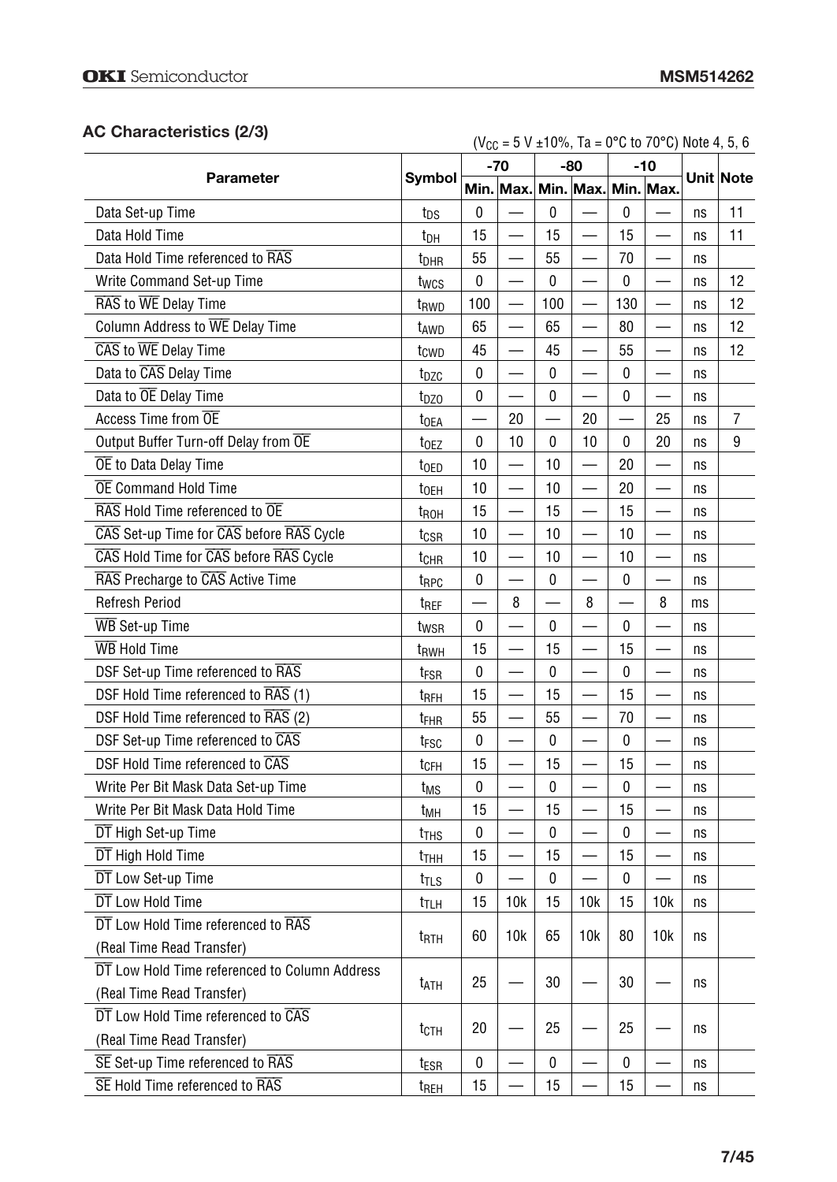## AC Characteristics (2/3)

($V_{CC}$ = 5 V ±10%, Ta = 0°C to 70°C) Note 4, 5, 6

| Parameter | Symbol | -70 | | -80 | | -10 | | Unit | Note |
|---|---|---|---|---|---|---|---|---|---|
| | | Min. | Max. | Min. | Max. | Min. | Max. | | |
| Data Set-up Time | $t_{DS}$ | 0 | — | 0 | — | 0 | — | ns | 11 |
| Data Hold Time | $t_{DH}$ | 15 | — | 15 | — | 15 | — | ns | 11 |
| Data Hold Time referenced to RAS | $t_{DHR}$ | 55 | — | 55 | — | 70 | — | ns | |
| Write Command Set-up Time | $t_{WCS}$ | 0 | — | 0 | — | 0 | — | ns | 12 |
| RAS to WE Delay Time | $t_{RWD}$ | 100 | — | 100 | — | 130 | — | ns | 12 |
| Column Address to WE Delay Time | $t_{AWD}$ | 65 | — | 65 | — | 80 | — | ns | 12 |
| CAS to WE Delay Time | $t_{CWD}$ | 45 | — | 45 | — | 55 | — | ns | 12 |
| Data to CAS Delay Time | $t_{DZC}$ | 0 | — | 0 | — | 0 | — | ns | |
| Data to OE Delay Time | $t_{DZO}$ | 0 | — | 0 | — | 0 | — | ns | |
| Access Time from OE | $t_{OEA}$ | — | 20 | — | 20 | — | 25 | ns | 7 |
| Output Buffer Turn-off Delay from OE | $t_{OEZ}$ | 0 | 10 | 0 | 10 | 0 | 20 | ns | 9 |
| OE to Data Delay Time | $t_{OED}$ | 10 | — | 10 | — | 20 | — | ns | |
| OE Command Hold Time | $t_{OEH}$ | 10 | — | 10 | — | 20 | — | ns | |
| RAS Hold Time referenced to OE | $t_{ROH}$ | 15 | — | 15 | — | 15 | — | ns | |
| CAS Set-up Time for CAS before RAS Cycle | $t_{CSR}$ | 10 | — | 10 | — | 10 | — | ns | |
| CAS Hold Time for CAS before RAS Cycle | $t_{CHR}$ | 10 | — | 10 | — | 10 | — | ns | |
| RAS Precharge to CAS Active Time | $t_{RPC}$ | 0 | — | 0 | — | 0 | — | ns | |
| Refresh Period | $t_{REF}$ | — | 8 | — | 8 | — | 8 | ms | |
| WB Set-up Time | $t_{WSR}$ | 0 | — | 0 | — | 0 | — | ns | |
| WB Hold Time | $t_{RWH}$ | 15 | — | 15 | — | 15 | — | ns | |
| DSF Set-up Time referenced to RAS | $t_{FSR}$ | 0 | — | 0 | — | 0 | — | ns | |
| DSF Hold Time referenced to RAS (1) | $t_{RFH}$ | 15 | — | 15 | — | 15 | — | ns | |
| DSF Hold Time referenced to RAS (2) | $t_{FHR}$ | 55 | — | 55 | — | 70 | — | ns | |
| DSF Set-up Time referenced to CAS | $t_{FSC}$ | 0 | — | 0 | — | 0 | — | ns | |
| DSF Hold Time referenced to CAS | $t_{CFH}$ | 15 | — | 15 | — | 15 | — | ns | |
| Write Per Bit Mask Data Set-up Time | $t_{MS}$ | 0 | — | 0 | — | 0 | — | ns | |
| Write Per Bit Mask Data Hold Time | $t_{MH}$ | 15 | — | 15 | — | 15 | — | ns | |
| DT High Set-up Time | $t_{THS}$ | 0 | — | 0 | — | 0 | — | ns | |
| DT High Hold Time | $t_{THH}$ | 15 | — | 15 | — | 15 | — | ns | |
| DT Low Set-up Time | $t_{TLS}$ | 0 | — | 0 | — | 0 | — | ns | |
| DT Low Hold Time | $t_{TLH}$ | 15 | 10k | 15 | 10k | 15 | 10k | ns | |
| DT Low Hold Time referenced to RAS (Real Time Read Transfer) | $t_{RTH}$ | 60 | 10k | 65 | 10k | 80 | 10k | ns | |
| DT Low Hold Time referenced to Column Address (Real Time Read Transfer) | $t_{ATH}$ | 25 | — | 30 | — | 30 | — | ns | |
| DT Low Hold Time referenced to CAS (Real Time Read Transfer) | $t_{CTH}$ | 20 | — | 25 | — | 25 | — | ns | |
| SE Set-up Time referenced to RAS | $t_{ESR}$ | 0 | — | 0 | — | 0 | — | ns | |
| SE Hold Time referenced to RAS | $t_{REH}$ | 15 | — | 15 | — | 15 | — | ns | |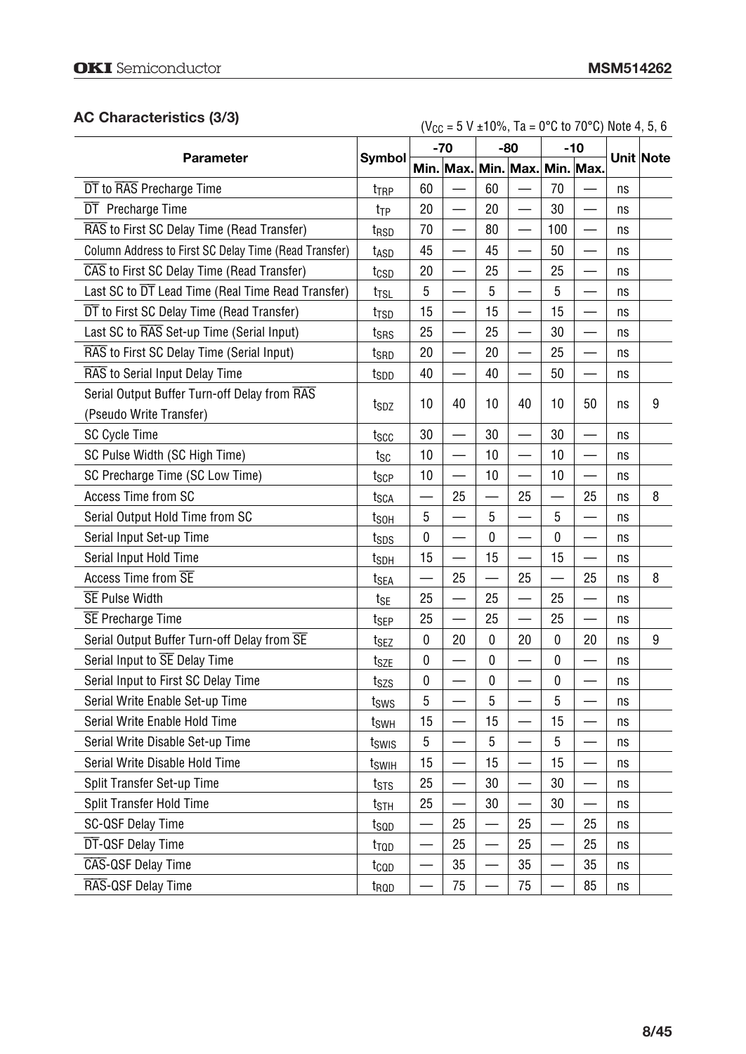## AC Characteristics (3/3)

($V_{CC}$ = 5 V ±10%, Ta = 0°C to 70°C) Note 4, 5, 6

| Parameter | Symbol | -70 | | -80 | | -10 | | Unit | Note |
|---|---|---|---|---|---|---|---|---|---|
| | | Min. | Max. | Min. | Max. | Min. | Max. | | |
| $\overline{DT}$ to $\overline{RAS}$ Precharge Time | $t_{TRP}$ | 60 | — | 60 | — | 70 | — | ns | |
| $\overline{DT}$ Precharge Time | $t_{TP}$ | 20 | — | 20 | — | 30 | — | ns | |
| $\overline{RAS}$ to First SC Delay Time (Read Transfer) | $t_{RSD}$ | 70 | — | 80 | — | 100 | — | ns | |
| Column Address to First SC Delay Time (Read Transfer) | $t_{ASD}$ | 45 | — | 45 | — | 50 | — | ns | |
| $\overline{CAS}$ to First SC Delay Time (Read Transfer) | $t_{CSD}$ | 20 | — | 25 | — | 25 | — | ns | |
| Last SC to $\overline{DT}$ Lead Time (Real Time Read Transfer) | $t_{TSL}$ | 5 | — | 5 | — | 5 | — | ns | |
| $\overline{DT}$ to First SC Delay Time (Read Transfer) | $t_{TSD}$ | 15 | — | 15 | — | 15 | — | ns | |
| Last SC to $\overline{RAS}$ Set-up Time (Serial Input) | $t_{SRS}$ | 25 | — | 25 | — | 30 | — | ns | |
| $\overline{RAS}$ to First SC Delay Time (Serial Input) | $t_{SRD}$ | 20 | — | 20 | — | 25 | — | ns | |
| $\overline{RAS}$ to Serial Input Delay Time | $t_{SDD}$ | 40 | — | 40 | — | 50 | — | ns | |
| Serial Output Buffer Turn-off Delay from $\overline{RAS}$ (Pseudo Write Transfer) | $t_{SDZ}$ | 10 | 40 | 10 | 40 | 10 | 50 | ns | 9 |
| SC Cycle Time | $t_{SCC}$ | 30 | — | 30 | — | 30 | — | ns | |
| SC Pulse Width (SC High Time) | $t_{SC}$ | 10 | — | 10 | — | 10 | — | ns | |
| SC Precharge Time (SC Low Time) | $t_{SCP}$ | 10 | — | 10 | — | 10 | — | ns | |
| Access Time from SC | $t_{SCA}$ | — | 25 | — | 25 | — | 25 | ns | 8 |
| Serial Output Hold Time from SC | $t_{SOH}$ | 5 | — | 5 | — | 5 | — | ns | |
| Serial Input Set-up Time | $t_{SDS}$ | 0 | — | 0 | — | 0 | — | ns | |
| Serial Input Hold Time | $t_{SDH}$ | 15 | — | 15 | — | 15 | — | ns | |
| Access Time from $\overline{SE}$ | $t_{SEA}$ | — | 25 | — | 25 | — | 25 | ns | 8 |
| $\overline{SE}$ Pulse Width | $t_{SE}$ | 25 | — | 25 | — | 25 | — | ns | |
| $\overline{SE}$ Precharge Time | $t_{SEP}$ | 25 | — | 25 | — | 25 | — | ns | |
| Serial Output Buffer Turn-off Delay from $\overline{SE}$ | $t_{SEZ}$ | 0 | 20 | 0 | 20 | 0 | 20 | ns | 9 |
| Serial Input to $\overline{SE}$ Delay Time | $t_{SZE}$ | 0 | — | 0 | — | 0 | — | ns | |
| Serial Input to First SC Delay Time | $t_{SZS}$ | 0 | — | 0 | — | 0 | — | ns | |
| Serial Write Enable Set-up Time | $t_{SWS}$ | 5 | — | 5 | — | 5 | — | ns | |
| Serial Write Enable Hold Time | $t_{SWH}$ | 15 | — | 15 | — | 15 | — | ns | |
| Serial Write Disable Set-up Time | $t_{SWIS}$ | 5 | — | 5 | — | 5 | — | ns | |
| Serial Write Disable Hold Time | $t_{SWIH}$ | 15 | — | 15 | — | 15 | — | ns | |
| Split Transfer Set-up Time | $t_{STS}$ | 25 | — | 30 | — | 30 | — | ns | |
| Split Transfer Hold Time | $t_{STH}$ | 25 | — | 30 | — | 30 | — | ns | |
| SC-QSF Delay Time | $t_{SQD}$ | — | 25 | — | 25 | — | 25 | ns | |
| $\overline{DT}$-QSF Delay Time | $t_{TQD}$ | — | 25 | — | 25 | — | 25 | ns | |
| $\overline{CAS}$-QSF Delay Time | $t_{CQD}$ | — | 35 | — | 35 | — | 35 | ns | |
| $\overline{RAS}$-QSF Delay Time | $t_{RQD}$ | — | 75 | — | 75 | — | 85 | ns | |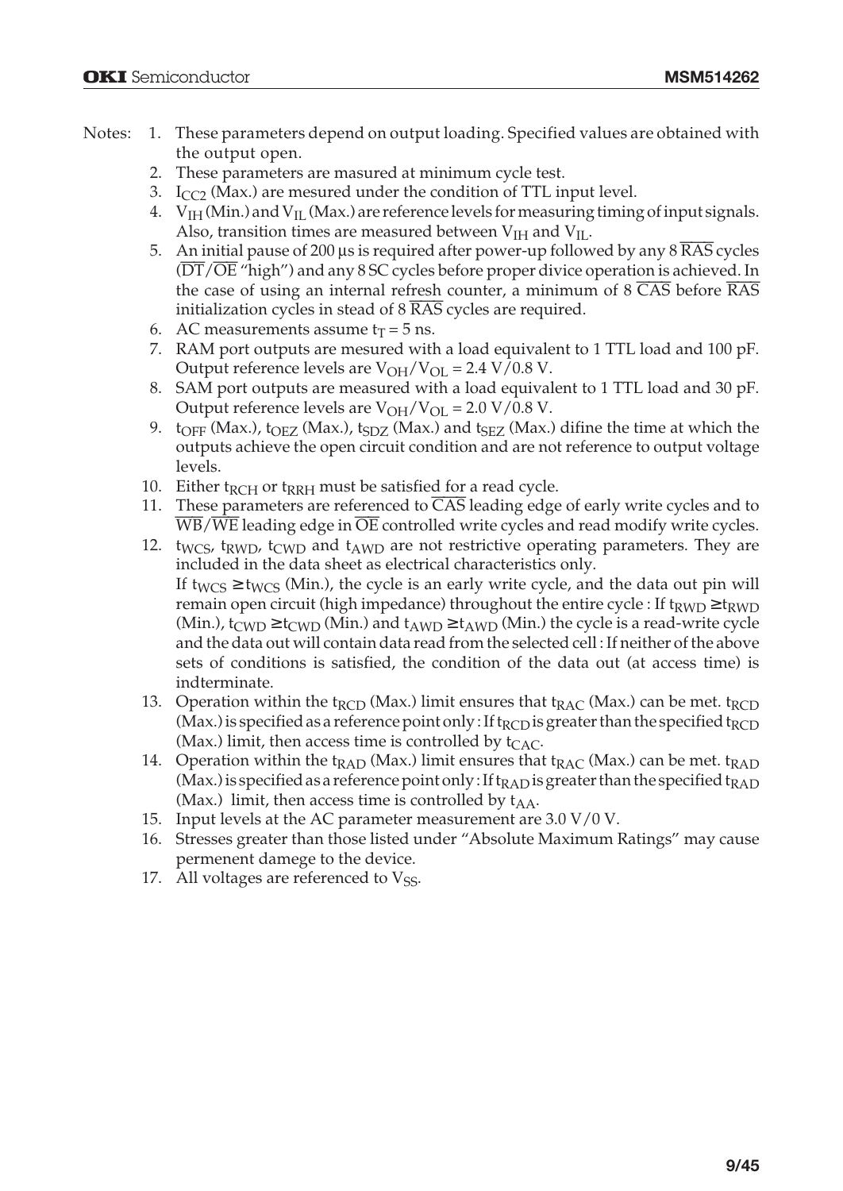Notes:

1. These parameters depend on output loading. Specified values are obtained with the output open.
2. These parameters are masured at minimum cycle test.
3. $I_{CC2}$ (Max.) are mesured under the condition of TTL input level.
4. $V_{IH}$ (Min.) and $V_{IL}$ (Max.) are reference levels for measuring timing of input signals. Also, transition times are measured between $V_{IH}$ and $V_{IL}$.
5. An initial pause of 200 µs is required after power-up followed by any 8 $\overline{RAS}$ cycles ($\overline{DT}/\overline{OE}$ "high") and any 8 SC cycles before proper divice operation is achieved. In the case of using an internal refresh counter, a minimum of 8 $\overline{CAS}$ before $\overline{RAS}$ initialization cycles in stead of 8 $\overline{RAS}$ cycles are required.
6. AC measurements assume $t_T$ = 5 ns.
7. RAM port outputs are mesured with a load equivalent to 1 TTL load and 100 pF. Output reference levels are $V_{OH}/V_{OL}$ = 2.4 V/0.8 V.
8. SAM port outputs are measured with a load equivalent to 1 TTL load and 30 pF. Output reference levels are $V_{OH}/V_{OL}$ = 2.0 V/0.8 V.
9. $t_{OFF}$ (Max.), $t_{OEZ}$ (Max.), $t_{SDZ}$ (Max.) and $t_{SEZ}$ (Max.) difine the time at which the outputs achieve the open circuit condition and are not reference to output voltage levels.
10. Either $t_{RCH}$ or $t_{RRH}$ must be satisfied for a read cycle.
11. These parameters are referenced to $\overline{CAS}$ leading edge of early write cycles and to $\overline{WB}/\overline{WE}$ leading edge in $\overline{OE}$ controlled write cycles and read modify write cycles.
12. $t_{WCS}$, $t_{RWD}$, $t_{CWD}$ and $t_{AWD}$ are not restrictive operating parameters. They are included in the data sheet as electrical characteristics only.
    If $t_{WCS} \geq t_{WCS}$ (Min.), the cycle is an early write cycle, and the data out pin will remain open circuit (high impedance) throughout the entire cycle : If $t_{RWD} \geq t_{RWD}$ (Min.), $t_{CWD} \geq t_{CWD}$ (Min.) and $t_{AWD} \geq t_{AWD}$ (Min.) the cycle is a read-write cycle and the data out will contain data read from the selected cell : If neither of the above sets of conditions is satisfied, the condition of the data out (at access time) is indterminate.
13. Operation within the $t_{RCD}$ (Max.) limit ensures that $t_{RAC}$ (Max.) can be met. $t_{RCD}$ (Max.) is specified as a reference point only : If $t_{RCD}$ is greater than the specified $t_{RCD}$ (Max.) limit, then access time is controlled by $t_{CAC}$.
14. Operation within the $t_{RAD}$ (Max.) limit ensures that $t_{RAC}$ (Max.) can be met. $t_{RAD}$ (Max.) is specified as a reference point only : If $t_{RAD}$ is greater than the specified $t_{RAD}$ (Max.) limit, then access time is controlled by $t_{AA}$.
15. Input levels at the AC parameter measurement are 3.0 V/0 V.
16. Stresses greater than those listed under "Absolute Maximum Ratings" may cause permenent damege to the device.
17. All voltages are referenced to $V_{SS}$.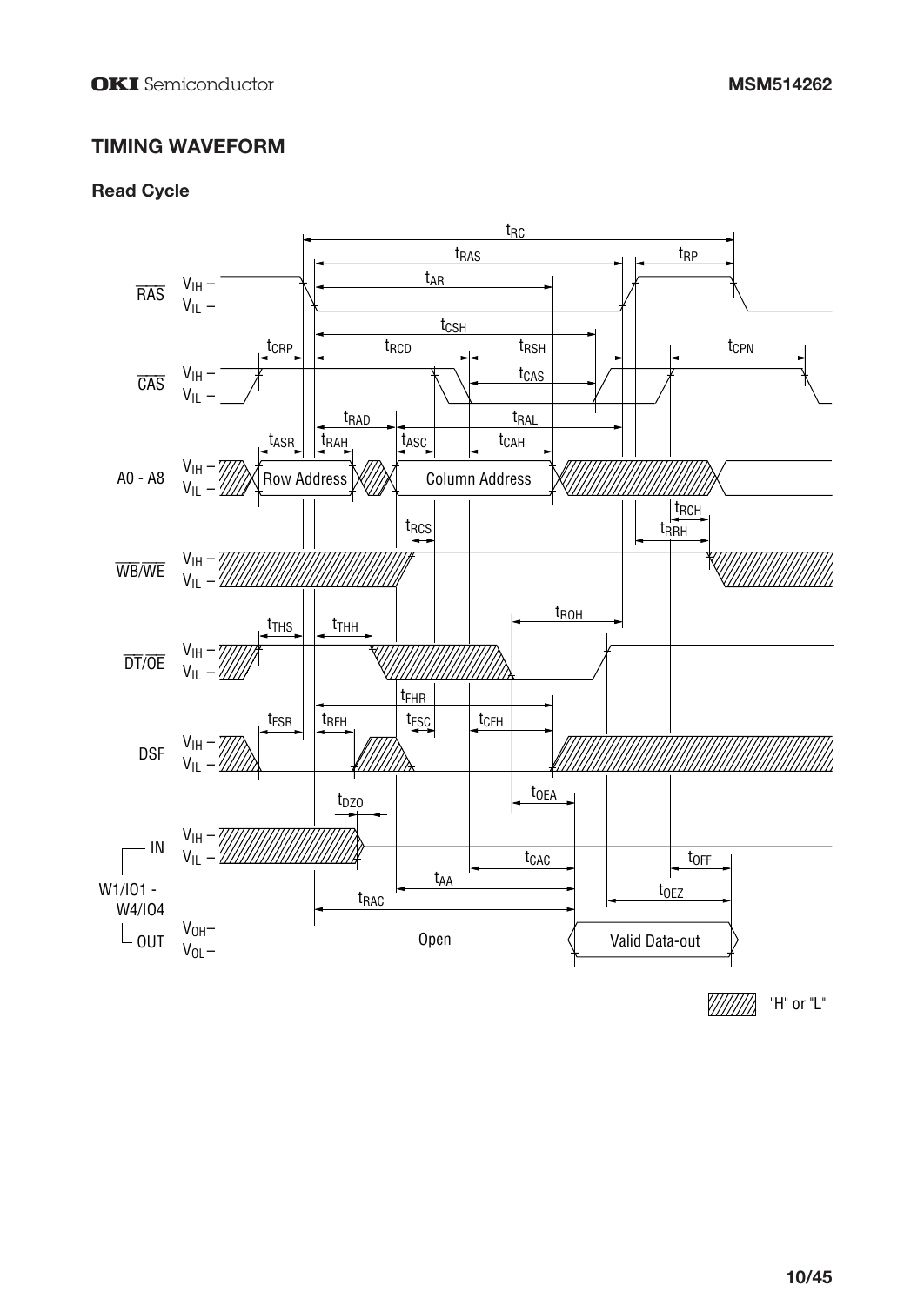## TIMING WAVEFORM

### Read Cycle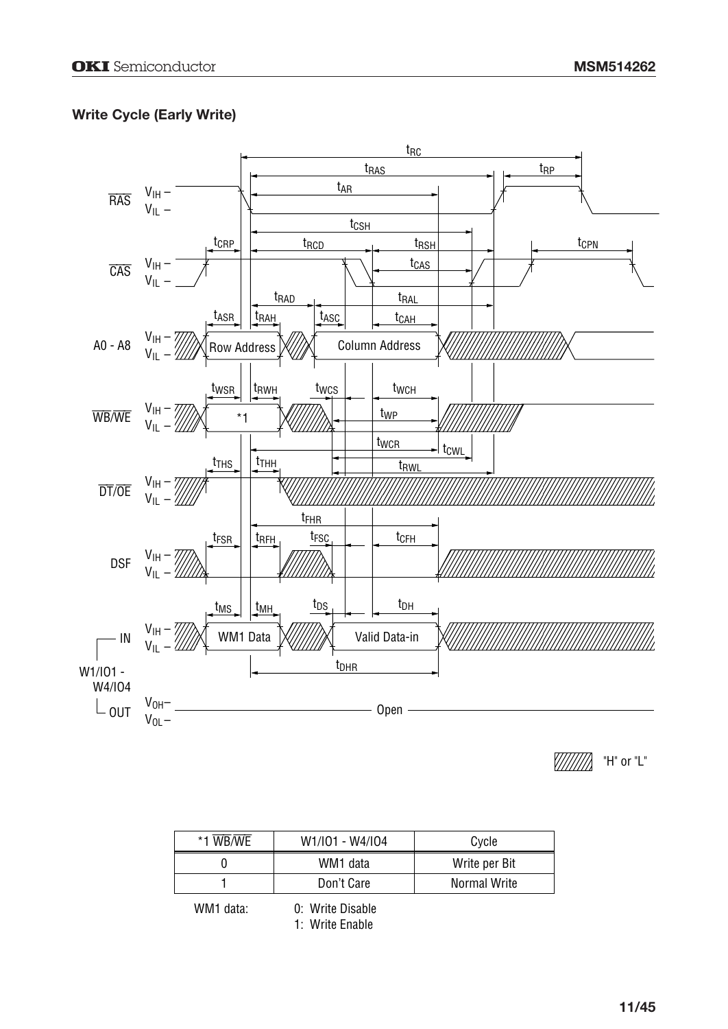### Write Cycle (Early Write)

| *1 $\overline{WB}/\overline{WE}$ | W1/IO1 - W4/IO4 | Cycle |
|---|---|---|
| 0 | WM1 data | Write per Bit |
| 1 | Don't Care | Normal Write |

WM1 data: 0: Write Disable
1: Write Enable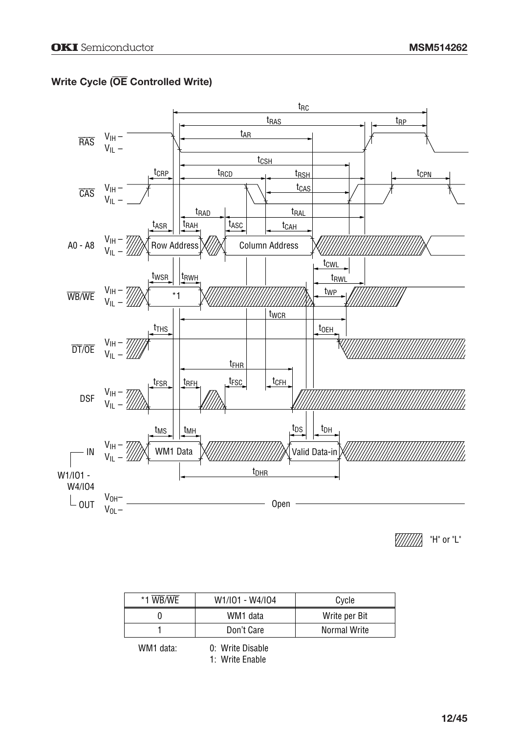### Write Cycle ($\overline{\text{OE}}$ Controlled Write)

"H" or "L"

| *1 $\overline{\text{WB}}/\overline{\text{WE}}$ | W1/IO1 - W4/IO4 | Cycle |
|---|---|---|
| 0 | WM1 data | Write per Bit |
| 1 | Don't Care | Normal Write |

WM1 data: 0: Write Disable
1: Write Enable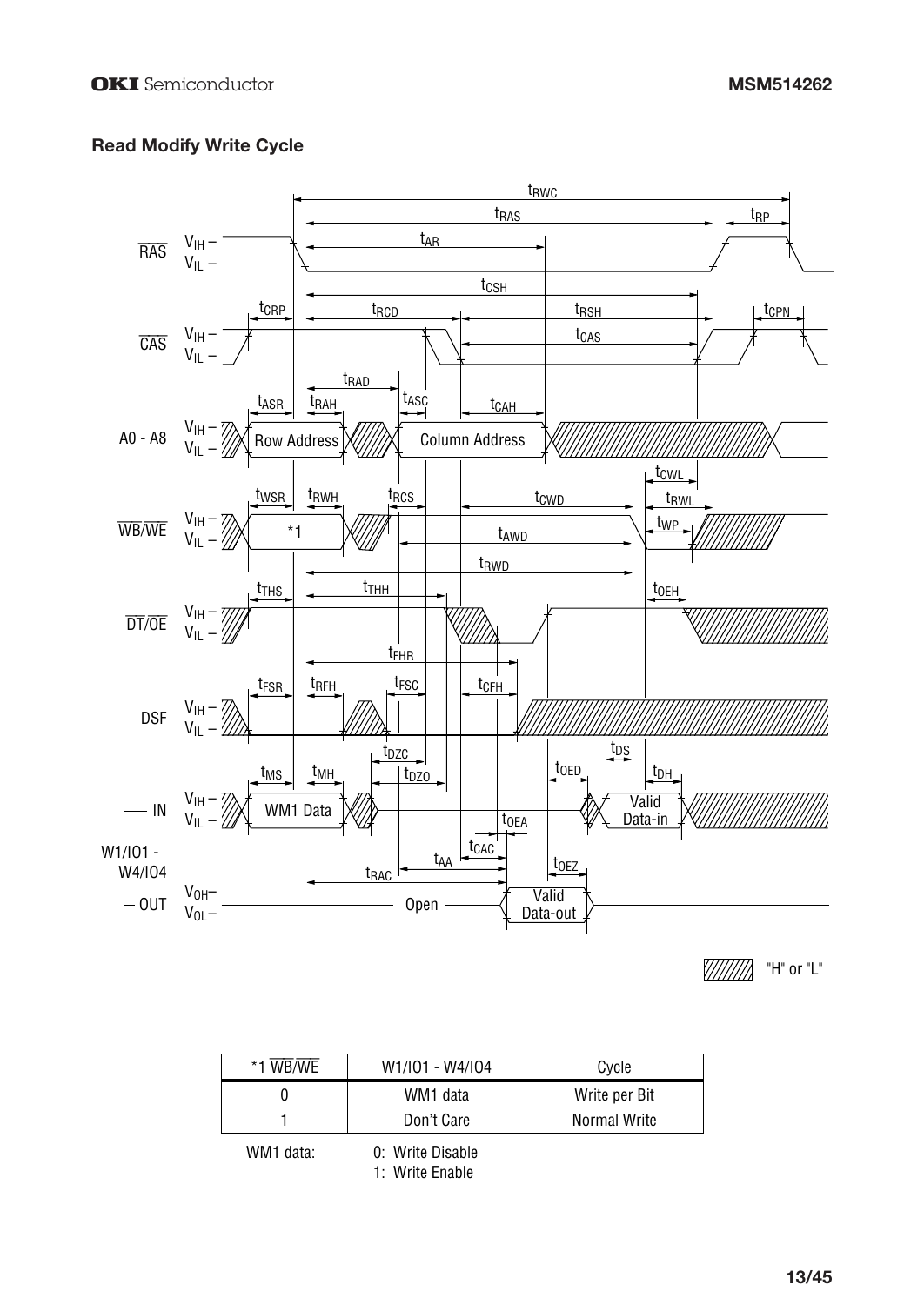## Read Modify Write Cycle

| *1 $\overline{WB}/\overline{WE}$ | W1/IO1 - W4/IO4 | Cycle |
|---|---|---|
| 0 | WM1 data | Write per Bit |
| 1 | Don't Care | Normal Write |

WM1 data: 0: Write Disable
1: Write Enable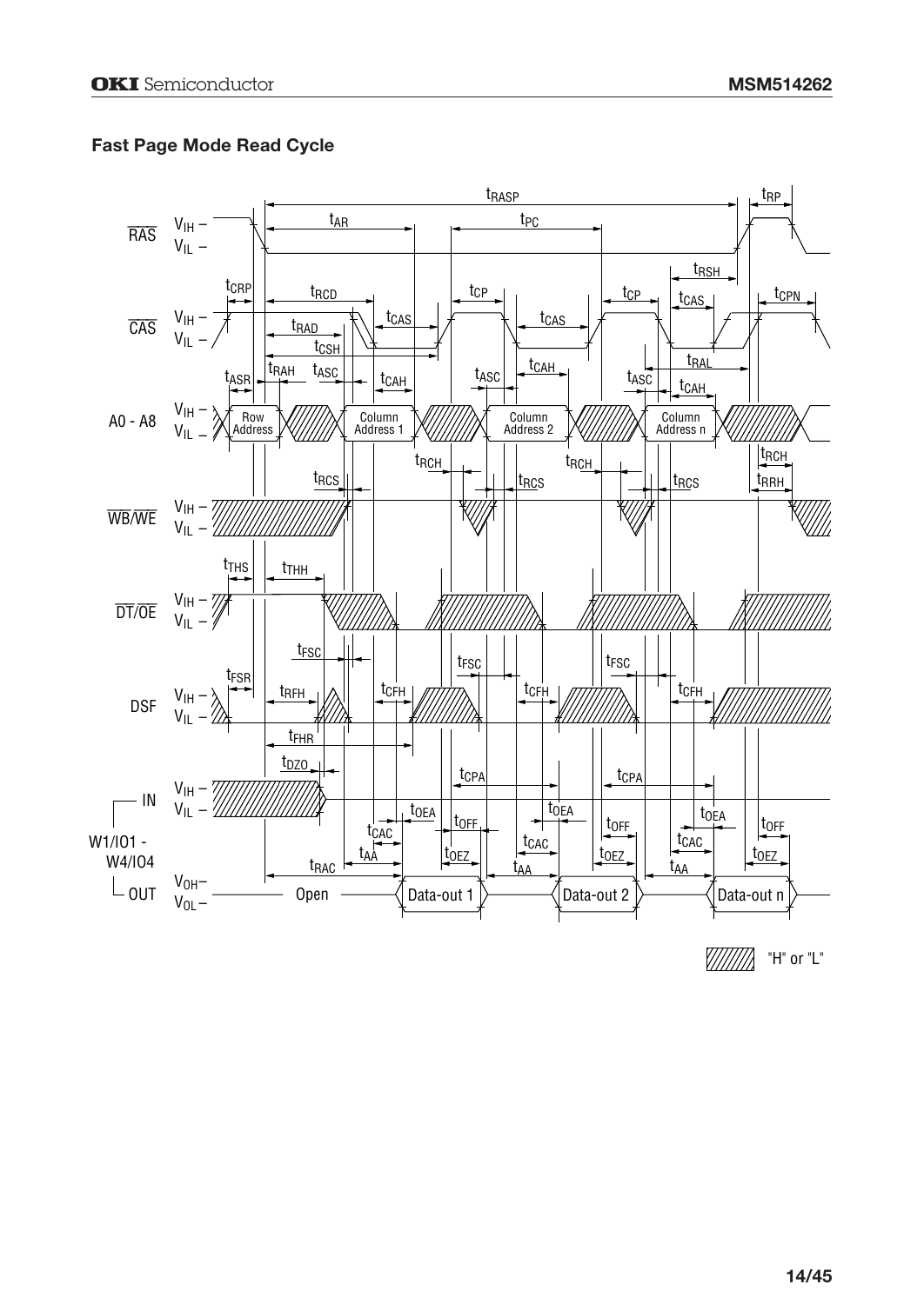## Fast Page Mode Read Cycle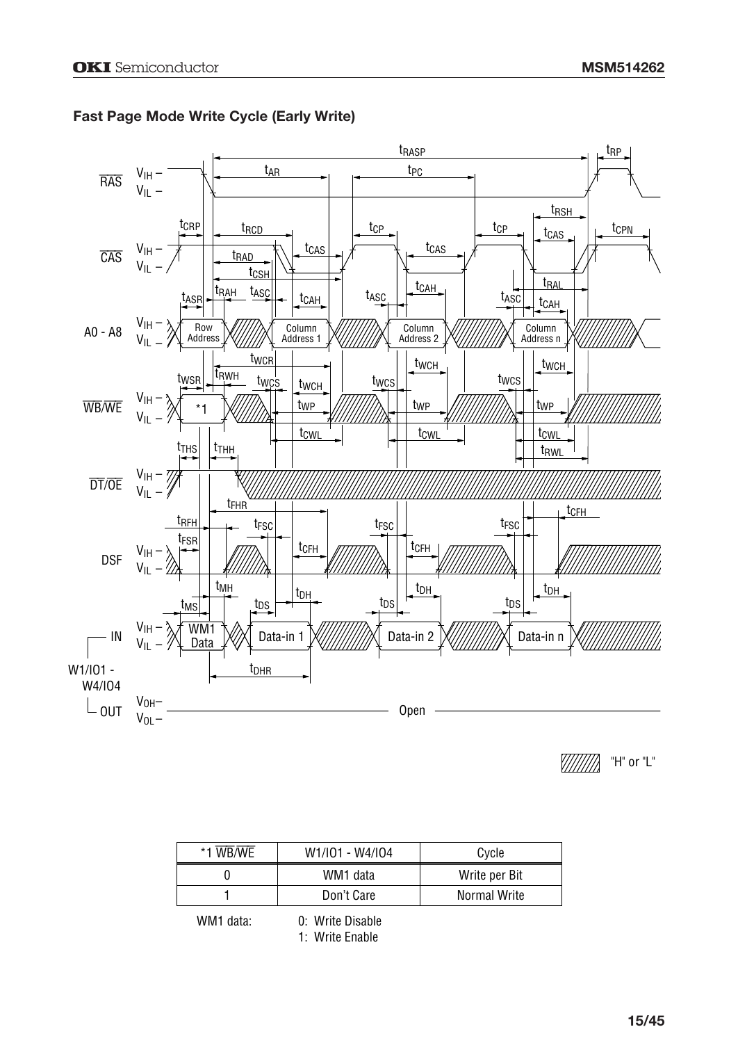### Fast Page Mode Write Cycle (Early Write)

| *1 $\overline{WB}/\overline{WE}$ | W1/IO1 - W4/IO4 | Cycle |
|---|---|---|
| 0 | WM1 data | Write per Bit |
| 1 | Don't Care | Normal Write |

WM1 data: 0: Write Disable
1: Write Enable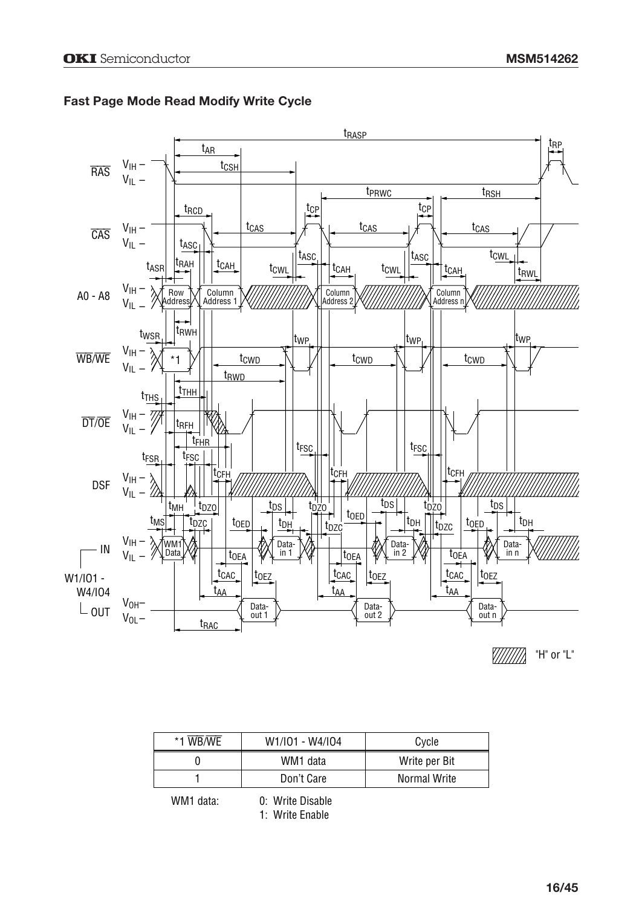## Fast Page Mode Read Modify Write Cycle

"H" or "L"

| *1 $\overline{WB}/\overline{WE}$ | W1/IO1 - W4/IO4 | Cycle |
|---|---|---|
| 0 | WM1 data | Write per Bit |
| 1 | Don't Care | Normal Write |

WM1 data: 0: Write Disable
1: Write Enable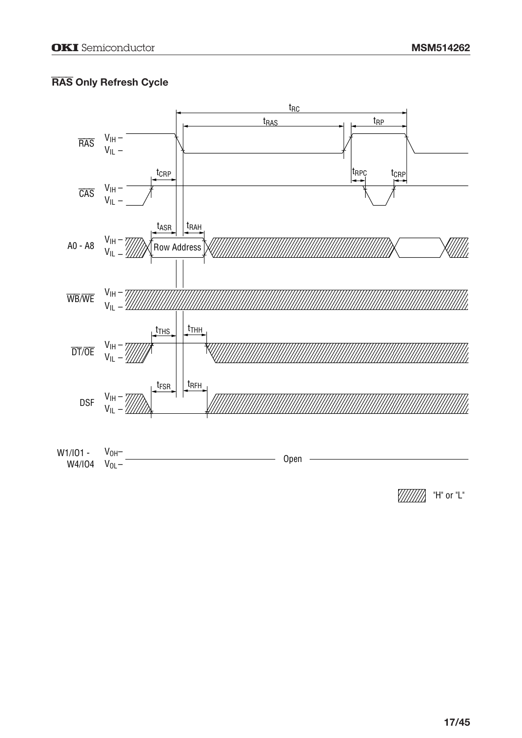## $\overline{\text{RAS}}$ Only Refresh Cycle

Signals: $\overline{\text{RAS}}$, $\overline{\text{CAS}}$, A0 - A8 (Row Address), $\overline{\text{WB}}/\overline{\text{WE}}$, $\overline{\text{DT}}/\overline{\text{OE}}$, DSF, W1/IO1 - W4/IO4 (Open)

Timing parameters: $t_{RC}$, $t_{RAS}$, $t_{RP}$, $t_{CRP}$, $t_{RPC}$, $t_{ASR}$, $t_{RAH}$, $t_{THS}$, $t_{THH}$, $t_{FSR}$, $t_{RFH}$

Levels: $V_{IH}$, $V_{IL}$, $V_{OH}$, $V_{OL}$

Hatched area: "H" or "L"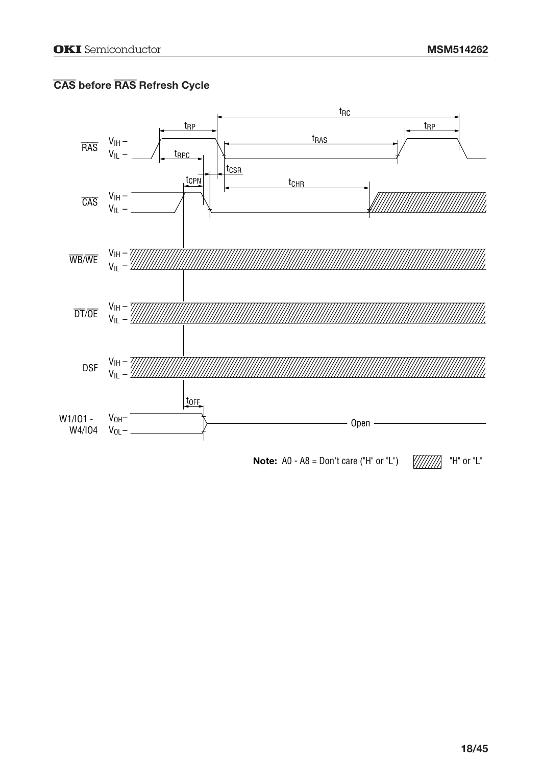## $\overline{CAS}$ before $\overline{RAS}$ Refresh Cycle

**Note:** A0 - A8 = Don't care ("H" or "L")   "H" or "L"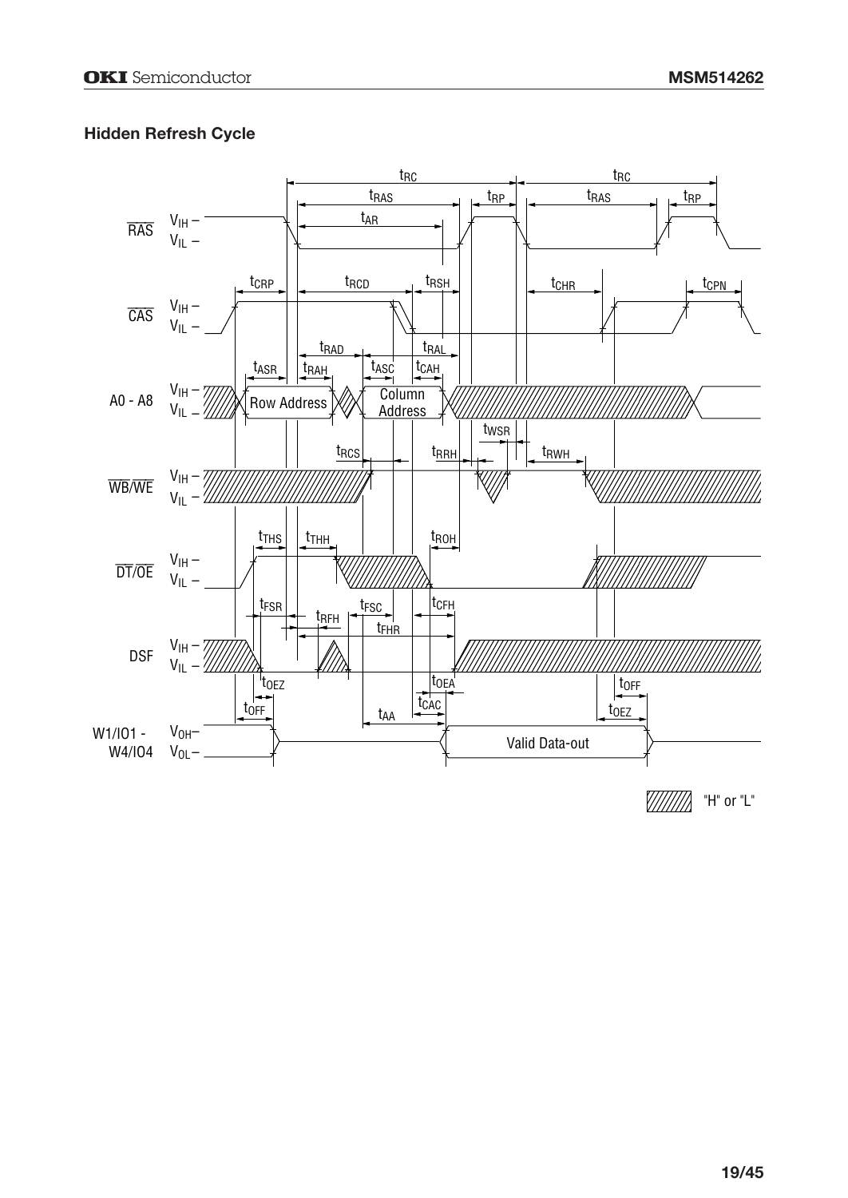### Hidden Refresh Cycle

"H" or "L"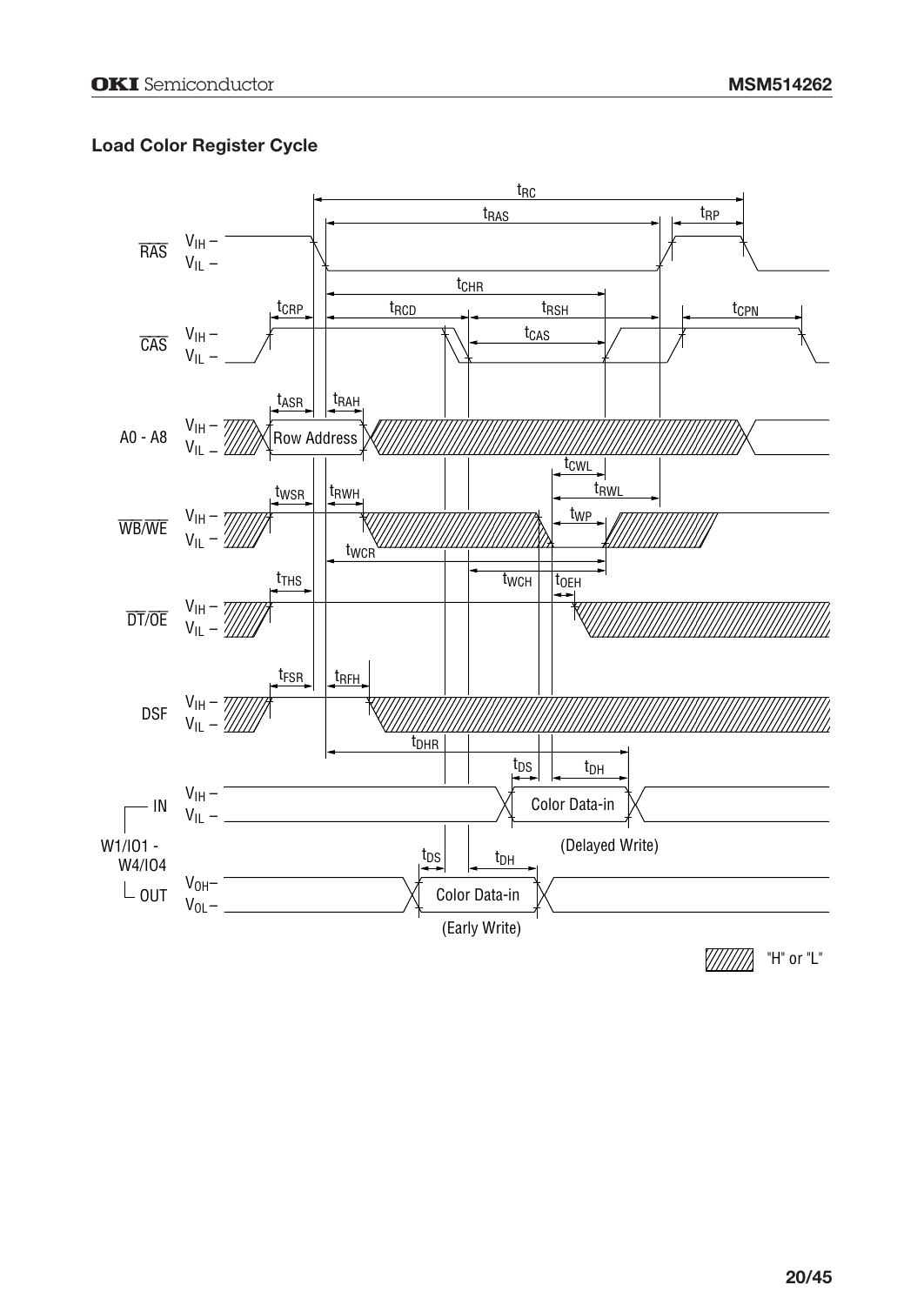### Load Color Register Cycle

RAS, CAS, A0 - A8, WB/WE, DT/OE, DSF, W1/IO1 - W4/IO4 (IN / OUT)

$t_{RC}$, $t_{RAS}$, $t_{RP}$, $t_{CHR}$, $t_{CRP}$, $t_{RCD}$, $t_{RSH}$, $t_{CPN}$, $t_{CAS}$, $t_{ASR}$, $t_{RAH}$, $t_{CWL}$, $t_{WSR}$, $t_{RWH}$, $t_{RWL}$, $t_{WP}$, $t_{WCR}$, $t_{THS}$, $t_{WCH}$, $t_{OEH}$, $t_{FSR}$, $t_{RFH}$, $t_{DHR}$, $t_{DS}$, $t_{DH}$

Row Address

Color Data-in (Delayed Write)

Color Data-in (Early Write)

"H" or "L"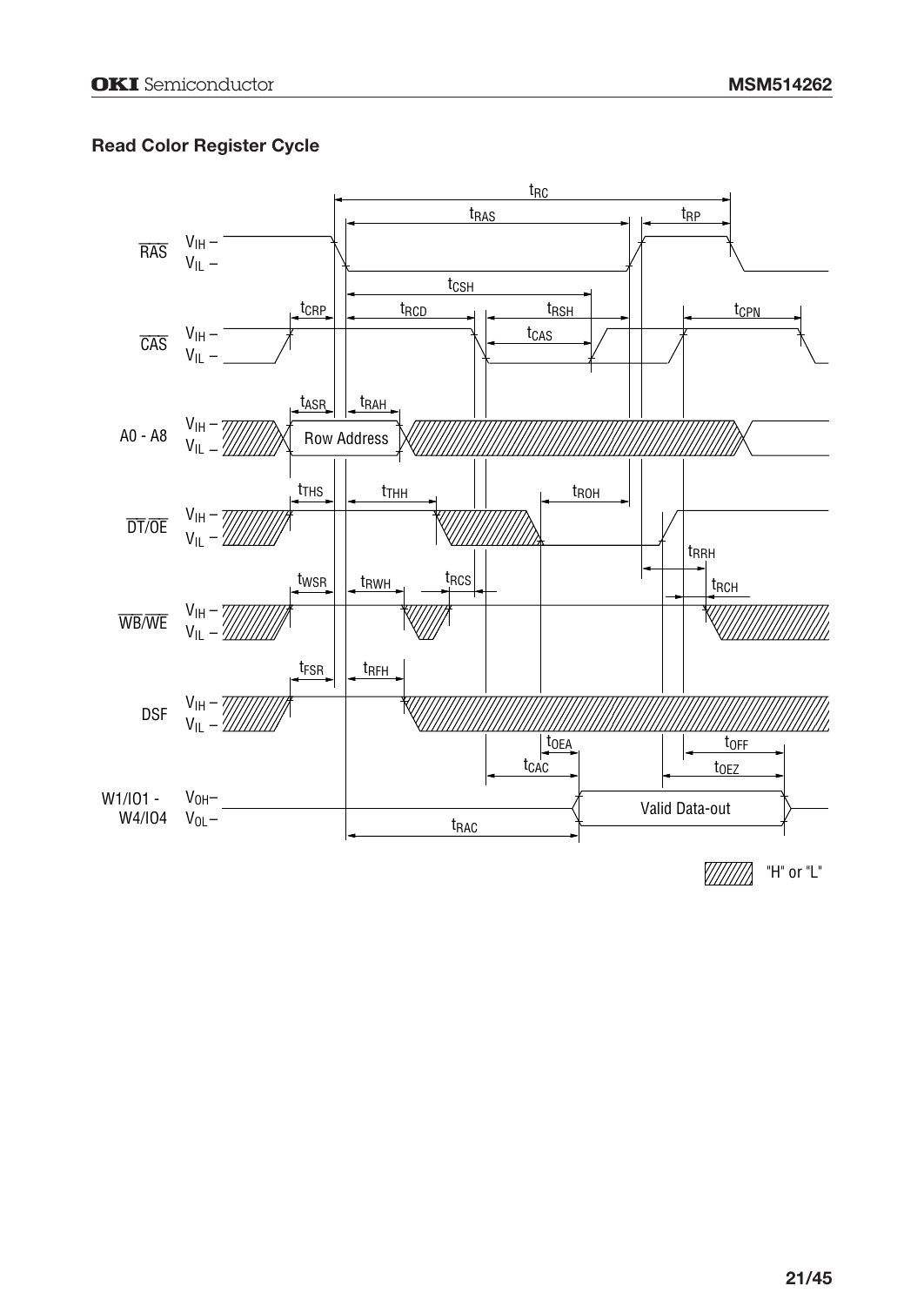## Read Color Register Cycle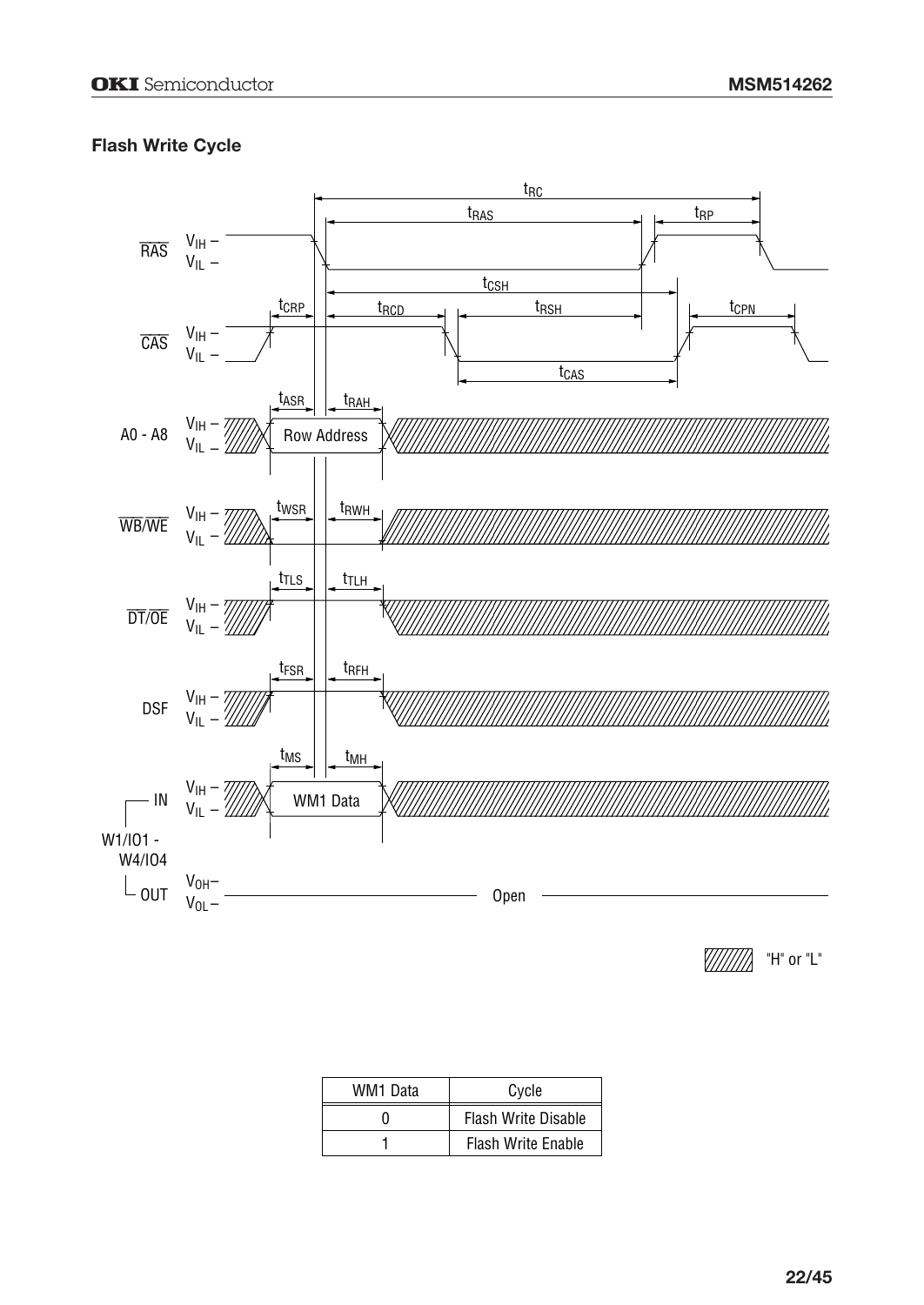### Flash Write Cycle

| WM1 Data | Cycle |
| --- | --- |
| 0 | Flash Write Disable |
| 1 | Flash Write Enable |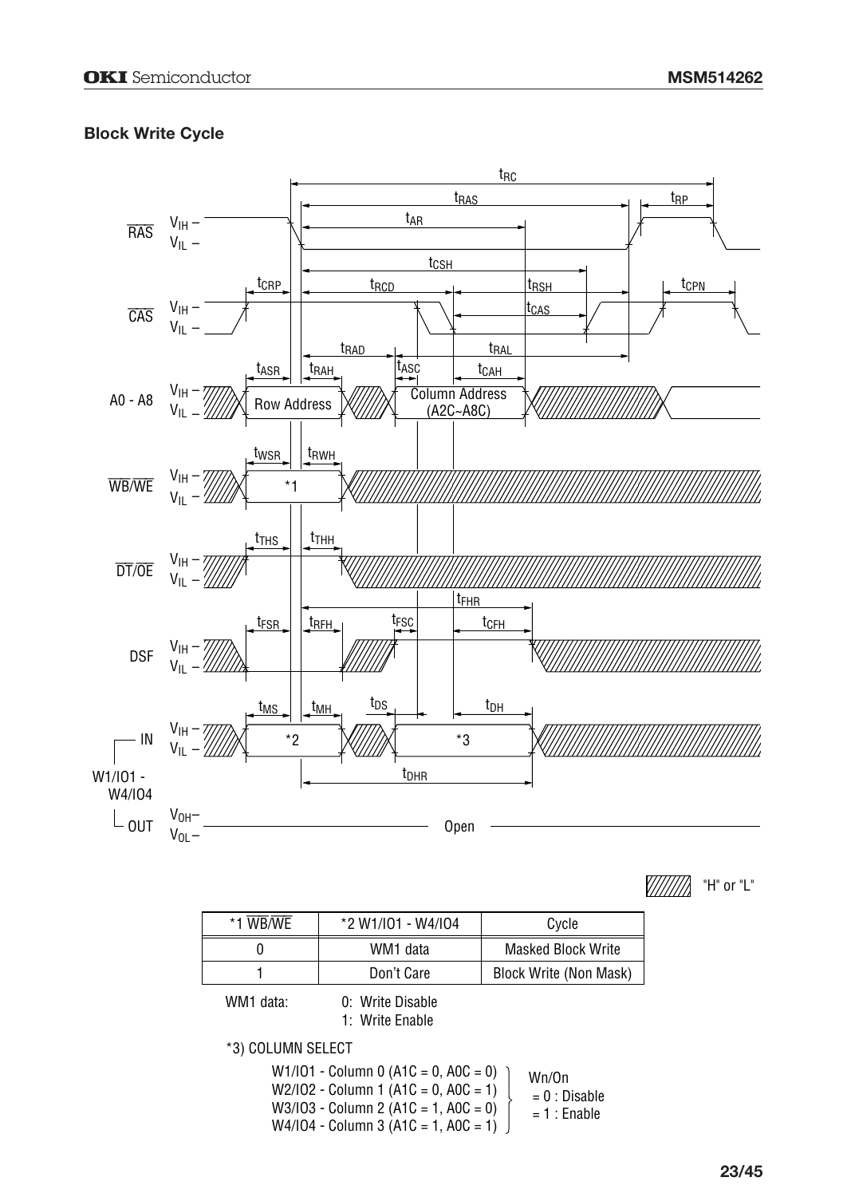## Block Write Cycle

"H" or "L"

| *1 $\overline{WB}/\overline{WE}$ | *2 W1/IO1 - W4/IO4 | Cycle |
|---|---|---|
| 0 | WM1 data | Masked Block Write |
| 1 | Don't Care | Block Write (Non Mask) |

WM1 data: 0: Write Disable
1: Write Enable

*3) COLUMN SELECT

W1/IO1 - Column 0 (A1C = 0, A0C = 0)
W2/IO2 - Column 1 (A1C = 0, A0C = 1)
W3/IO3 - Column 2 (A1C = 1, A0C = 0)
W4/IO4 - Column 3 (A1C = 1, A0C = 1)

Wn/On
= 0 : Disable
= 1 : Enable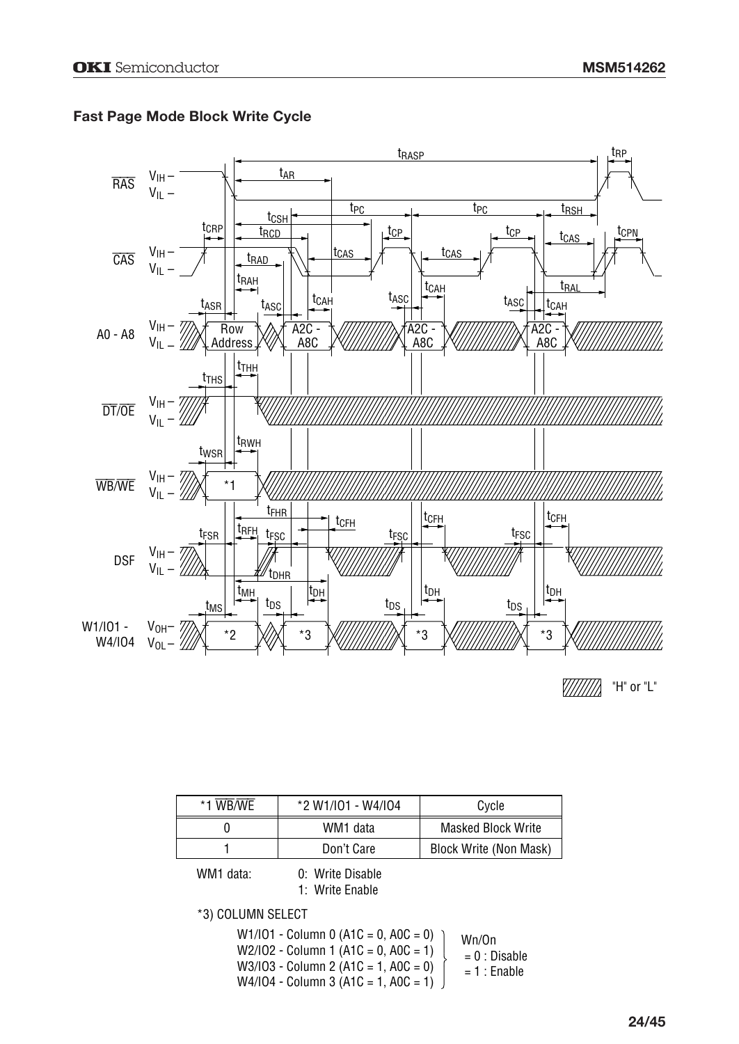## Fast Page Mode Block Write Cycle

| *1 $\overline{WB}/\overline{WE}$ | *2 W1/IO1 - W4/IO4 | Cycle |
|---|---|---|
| 0 | WM1 data | Masked Block Write |
| 1 | Don't Care | Block Write (Non Mask) |

WM1 data: 0: Write Disable
1: Write Enable

*3) COLUMN SELECT

W1/IO1 - Column 0 (A1C = 0, A0C = 0)
W2/IO2 - Column 1 (A1C = 0, A0C = 1)
W3/IO3 - Column 2 (A1C = 1, A0C = 0)
W4/IO4 - Column 3 (A1C = 1, A0C = 1)

Wn/On
= 0 : Disable
= 1 : Enable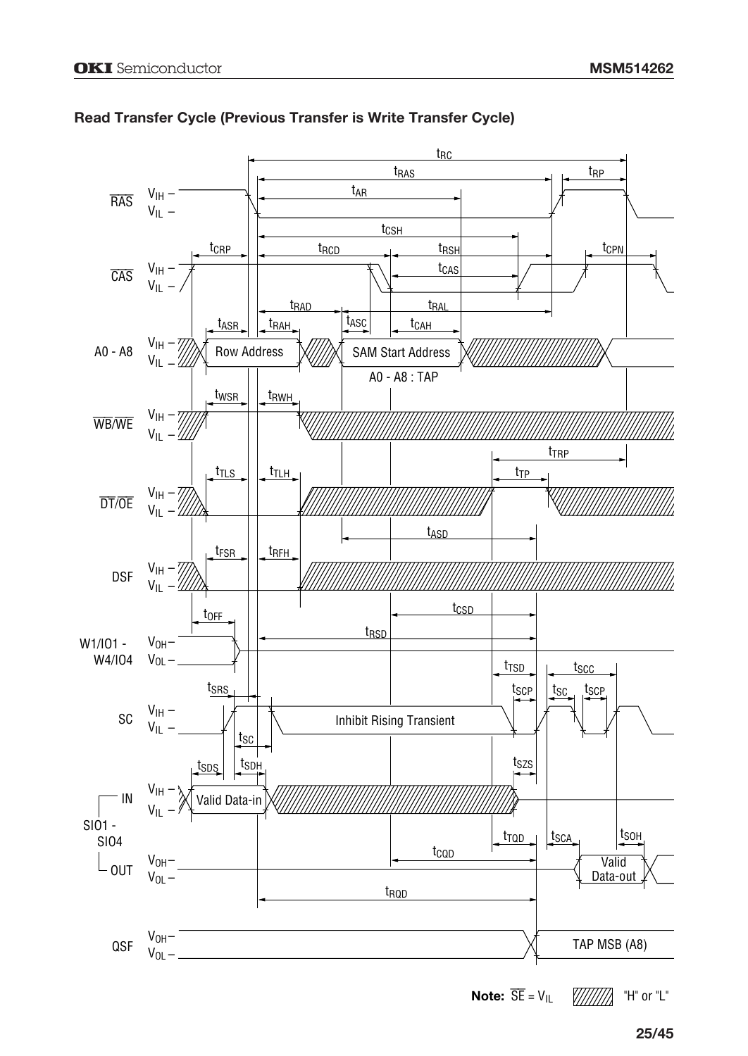## Read Transfer Cycle (Previous Transfer is Write Transfer Cycle)

**Note:** $\overline{SE} = V_{IL}$ "H" or "L"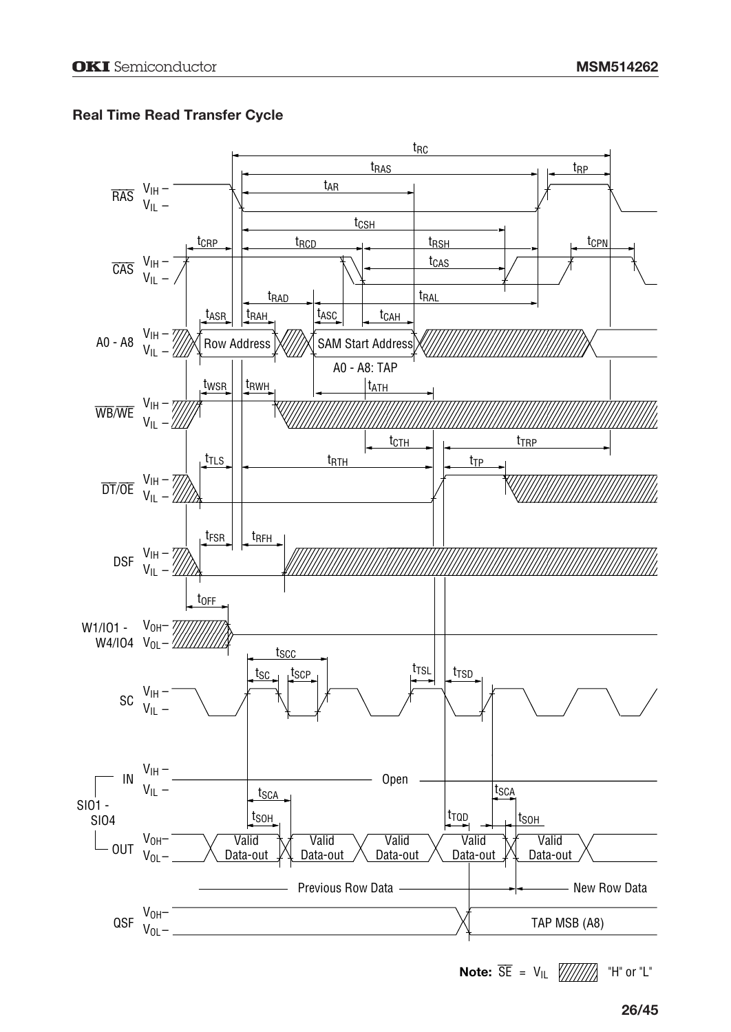## Real Time Read Transfer Cycle

**Note:** $\overline{SE}$ = $V_{IL}$ "H" or "L"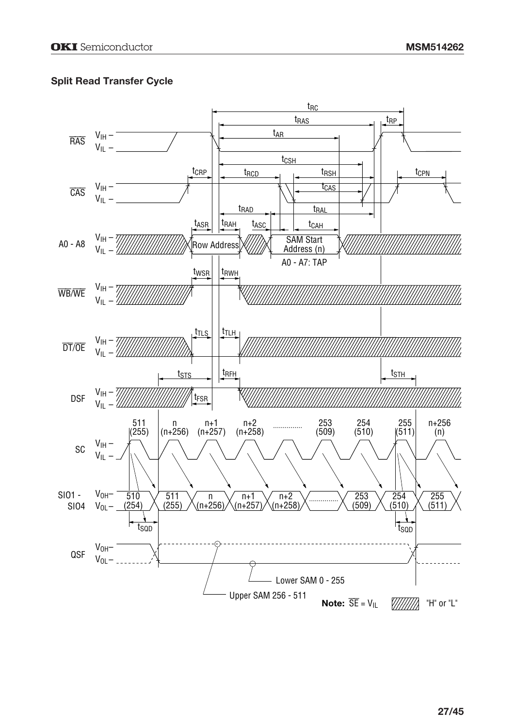### Split Read Transfer Cycle

**Note:** $\overline{SE} = V_{IL}$ "H" or "L"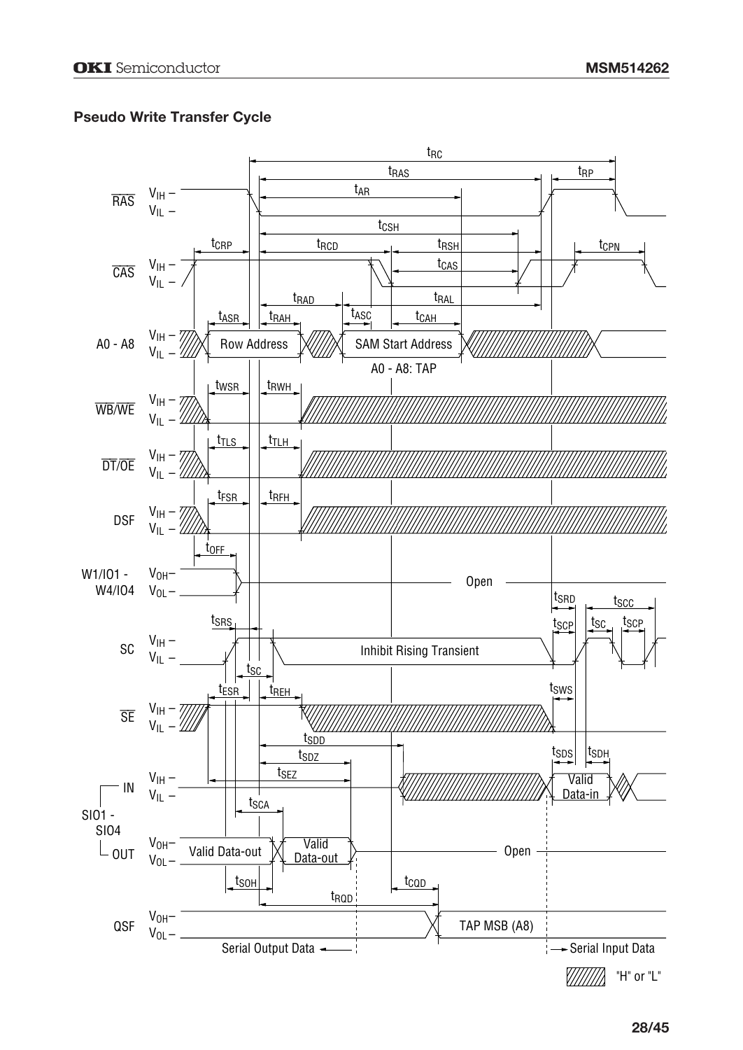### Pseudo Write Transfer Cycle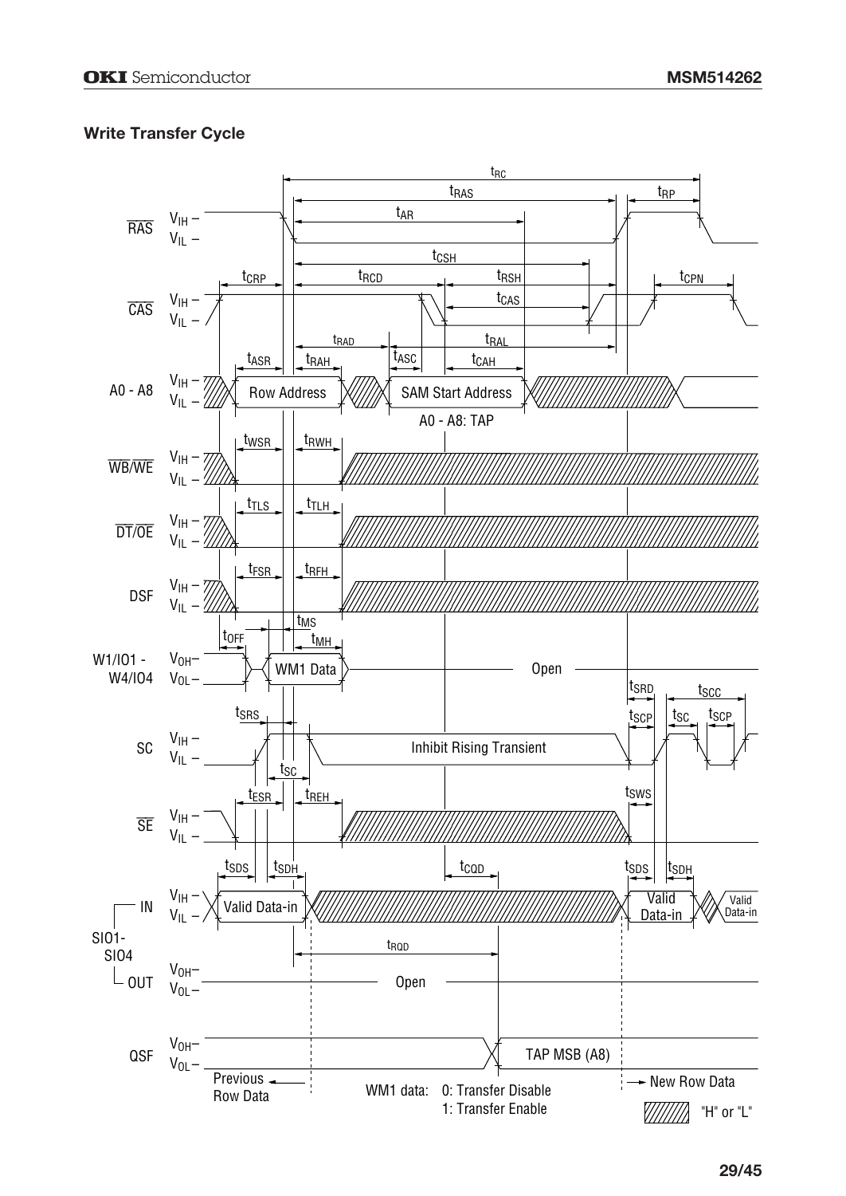## Write Transfer Cycle

WM1 data: 0: Transfer Disable
1: Transfer Enable

"H" or "L"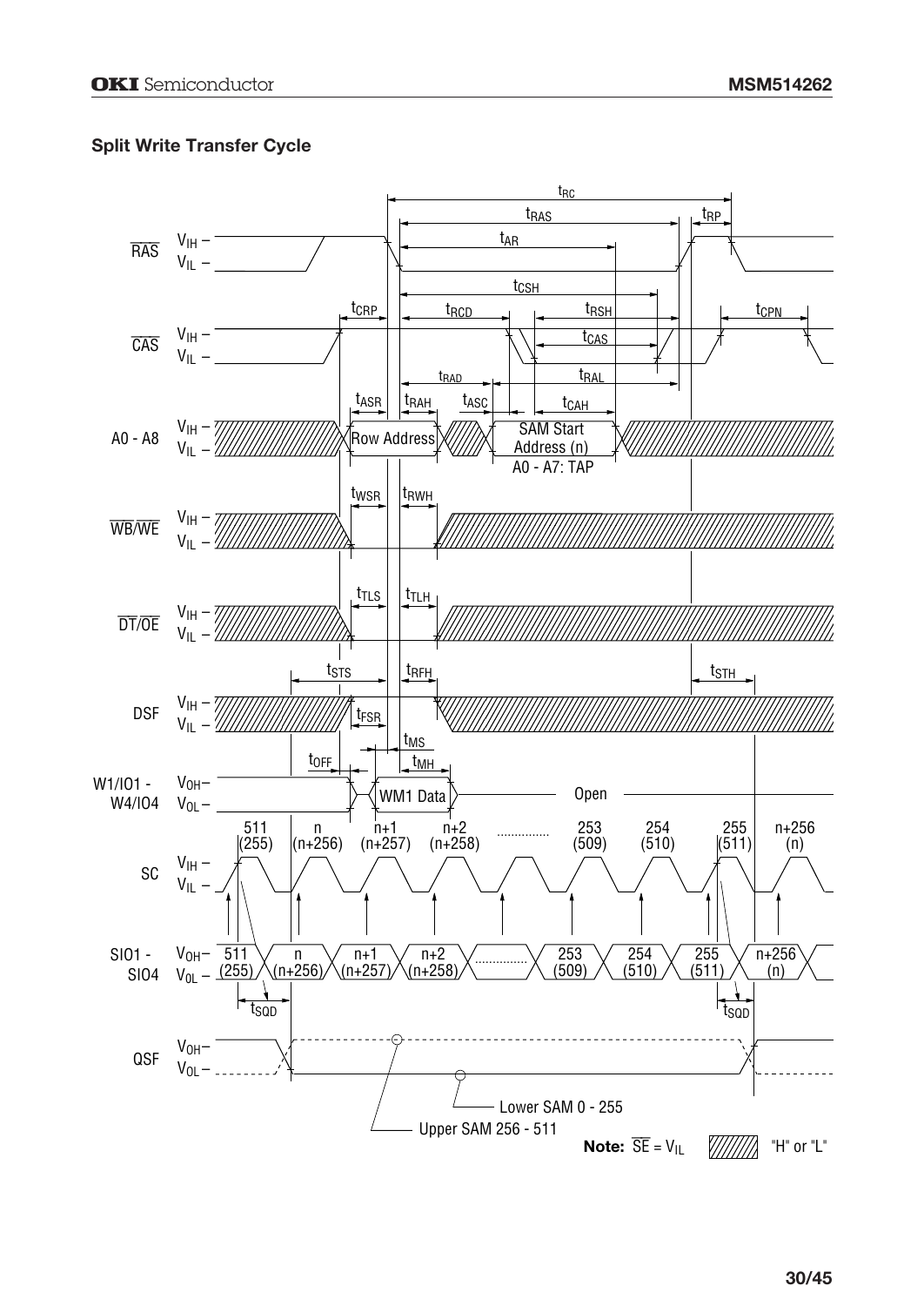## Split Write Transfer Cycle

Timing diagram signals: $\overline{RAS}$, $\overline{CAS}$, A0 - A8, $\overline{WB}/\overline{WE}$, $\overline{DT}/\overline{OE}$, DSF, W1/IO1 - W4/IO4, SC, SIO1 - SIO4, QSF

Timing parameters: $t_{RC}$, $t_{RAS}$, $t_{RP}$, $t_{AR}$, $t_{CSH}$, $t_{CRP}$, $t_{RCD}$, $t_{RSH}$, $t_{CPN}$, $t_{CAS}$, $t_{RAD}$, $t_{RAL}$, $t_{ASR}$, $t_{RAH}$, $t_{ASC}$, $t_{CAH}$, $t_{WSR}$, $t_{RWH}$, $t_{TLS}$, $t_{TLH}$, $t_{STS}$, $t_{RFH}$, $t_{STH}$, $t_{FSR}$, $t_{MS}$, $t_{OFF}$, $t_{MH}$, $t_{SQD}$

A0 - A8: Row Address; SAM Start Address (n), A0 - A7: TAP

W1/IO1 - W4/IO4: WM1 Data; Open

SC / SIO1 - SIO4 sequence: 511 (255), n (n+256), n+1 (n+257), n+2 (n+258), ..............., 253 (509), 254 (510), 255 (511), n+256 (n)

QSF: Upper SAM 256 - 511; Lower SAM 0 - 255

**Note:** $\overline{SE}$ = $V_{IL}$ — hatched area: "H" or "L"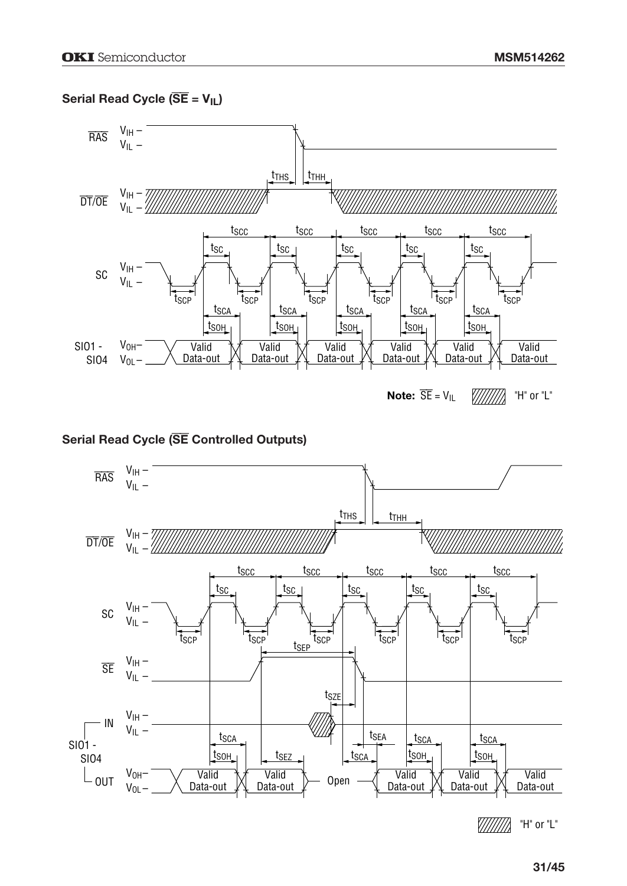### Serial Read Cycle ($\overline{SE}$ = $V_{IL}$)

**Note:** $\overline{SE}$ = $V_{IL}$ — hatched area: "H" or "L"

### Serial Read Cycle ($\overline{SE}$ Controlled Outputs)

Hatched area: "H" or "L"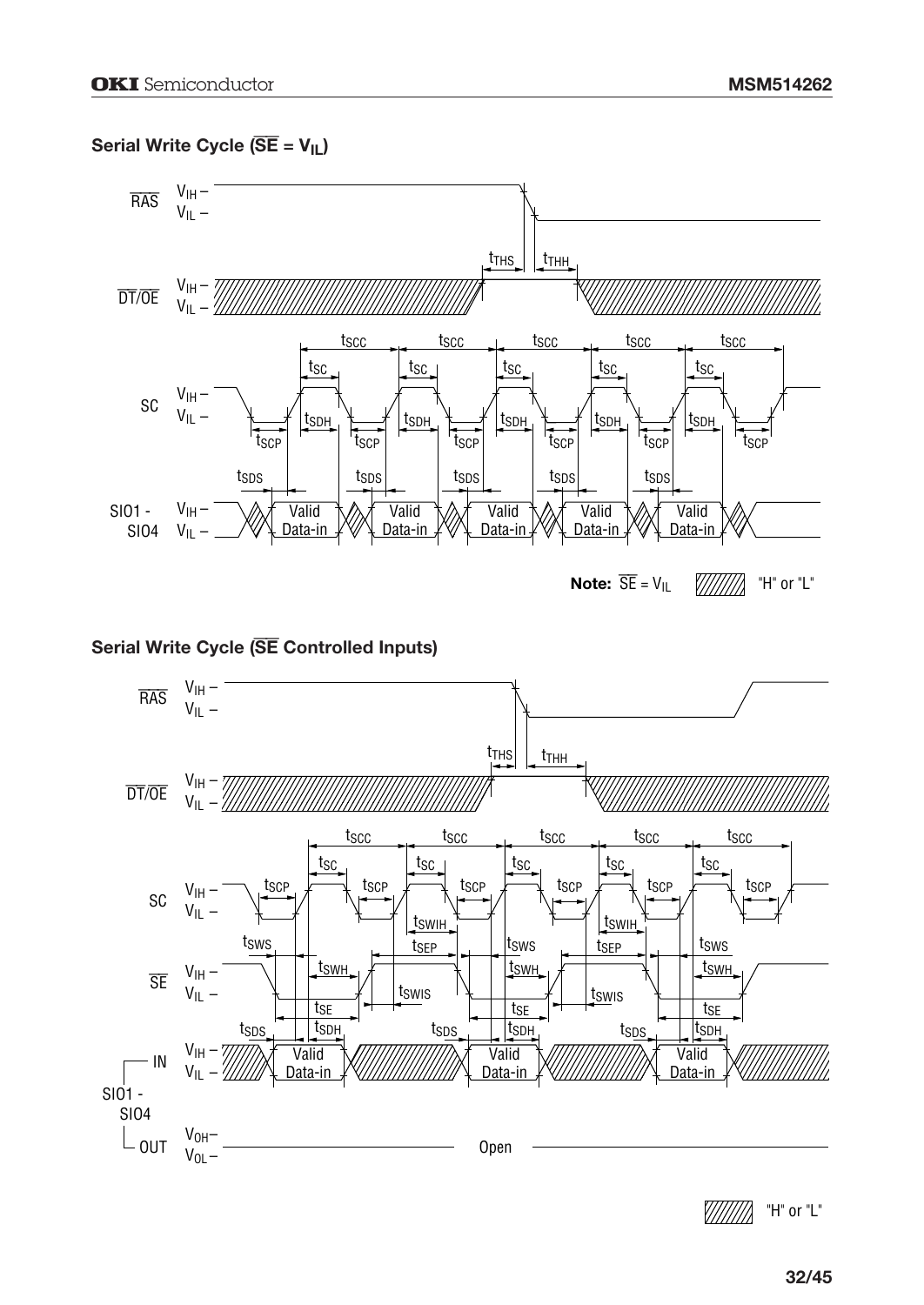## Serial Write Cycle ($\overline{SE}$ = $V_{IL}$)

Note: $\overline{SE}$ = $V_{IL}$ "H" or "L"

## Serial Write Cycle ($\overline{SE}$ Controlled Inputs)

"H" or "L"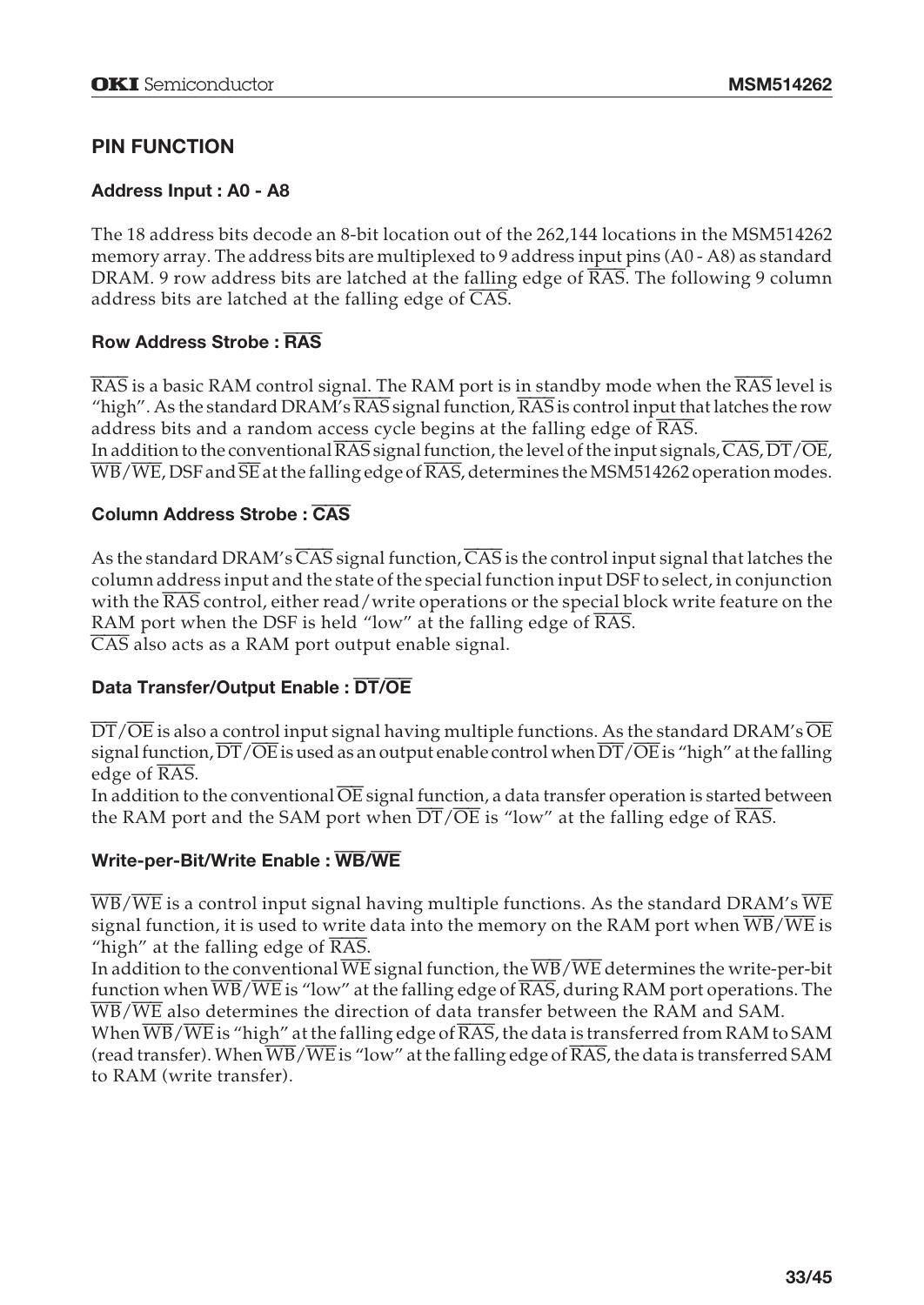## PIN FUNCTION

### Address Input : A0 - A8

The 18 address bits decode an 8-bit location out of the 262,144 locations in the MSM514262 memory array. The address bits are multiplexed to 9 address input pins (A0 - A8) as standard DRAM. 9 row address bits are latched at the falling edge of $\overline{\text{RAS}}$. The following 9 column address bits are latched at the falling edge of $\overline{\text{CAS}}$.

### Row Address Strobe : $\overline{\text{RAS}}$

$\overline{\text{RAS}}$ is a basic RAM control signal. The RAM port is in standby mode when the $\overline{\text{RAS}}$ level is "high". As the standard DRAM's $\overline{\text{RAS}}$ signal function, $\overline{\text{RAS}}$ is control input that latches the row address bits and a random access cycle begins at the falling edge of $\overline{\text{RAS}}$.
In addition to the conventional $\overline{\text{RAS}}$ signal function, the level of the input signals, $\overline{\text{CAS}}$, $\overline{\text{DT}}/\overline{\text{OE}}$, $\overline{\text{WB}}/\overline{\text{WE}}$, DSF and $\overline{\text{SE}}$ at the falling edge of $\overline{\text{RAS}}$, determines the MSM514262 operation modes.

### Column Address Strobe : $\overline{\text{CAS}}$

As the standard DRAM's $\overline{\text{CAS}}$ signal function, $\overline{\text{CAS}}$ is the control input signal that latches the column address input and the state of the special function input DSF to select, in conjunction with the $\overline{\text{RAS}}$ control, either read/write operations or the special block write feature on the RAM port when the DSF is held "low" at the falling edge of $\overline{\text{RAS}}$.
$\overline{\text{CAS}}$ also acts as a RAM port output enable signal.

### Data Transfer/Output Enable : $\overline{\text{DT}}/\overline{\text{OE}}$

$\overline{\text{DT}}/\overline{\text{OE}}$ is also a control input signal having multiple functions. As the standard DRAM's $\overline{\text{OE}}$ signal function, $\overline{\text{DT}}/\overline{\text{OE}}$ is used as an output enable control when $\overline{\text{DT}}/\overline{\text{OE}}$ is "high" at the falling edge of $\overline{\text{RAS}}$.
In addition to the conventional $\overline{\text{OE}}$ signal function, a data transfer operation is started between the RAM port and the SAM port when $\overline{\text{DT}}/\overline{\text{OE}}$ is "low" at the falling edge of $\overline{\text{RAS}}$.

### Write-per-Bit/Write Enable : $\overline{\text{WB}}/\overline{\text{WE}}$

$\overline{\text{WB}}/\overline{\text{WE}}$ is a control input signal having multiple functions. As the standard DRAM's $\overline{\text{WE}}$ signal function, it is used to write data into the memory on the RAM port when $\overline{\text{WB}}/\overline{\text{WE}}$ is "high" at the falling edge of $\overline{\text{RAS}}$.
In addition to the conventional $\overline{\text{WE}}$ signal function, the $\overline{\text{WB}}/\overline{\text{WE}}$ determines the write-per-bit function when $\overline{\text{WB}}/\overline{\text{WE}}$ is "low" at the falling edge of $\overline{\text{RAS}}$, during RAM port operations. The $\overline{\text{WB}}/\overline{\text{WE}}$ also determines the direction of data transfer between the RAM and SAM.
When $\overline{\text{WB}}/\overline{\text{WE}}$ is "high" at the falling edge of $\overline{\text{RAS}}$, the data is transferred from RAM to SAM (read transfer). When $\overline{\text{WB}}/\overline{\text{WE}}$ is "low" at the falling edge of $\overline{\text{RAS}}$, the data is transferred SAM to RAM (write transfer).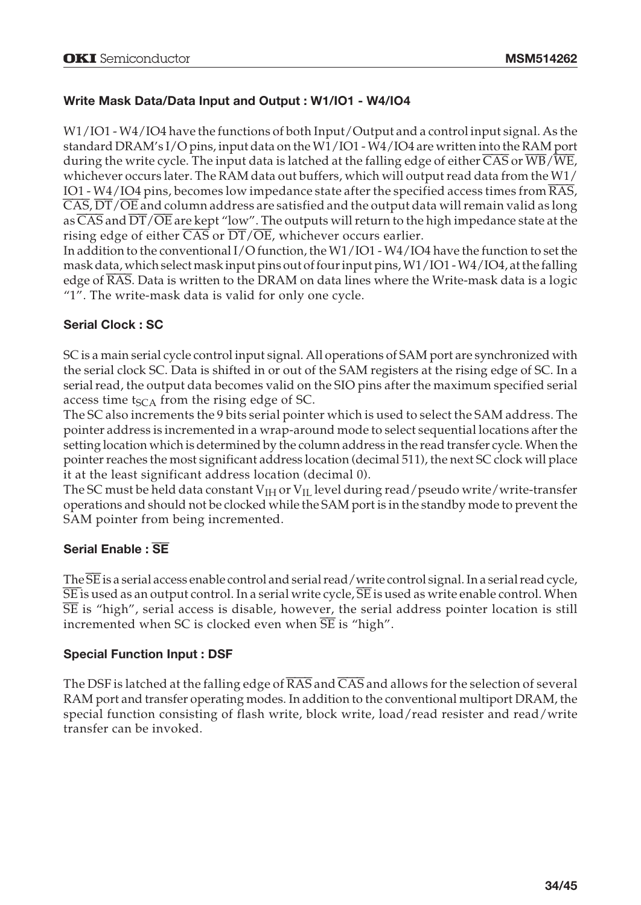### Write Mask Data/Data Input and Output : W1/IO1 - W4/IO4

W1/IO1 - W4/IO4 have the functions of both Input/Output and a control input signal. As the standard DRAM's I/O pins, input data on the W1/IO1 - W4/IO4 are written into the RAM port during the write cycle. The input data is latched at the falling edge of either $\overline{CAS}$ or $\overline{WB}/\overline{WE}$, whichever occurs later. The RAM data out buffers, which will output read data from the W1/IO1 - W4/IO4 pins, becomes low impedance state after the specified access times from $\overline{RAS}$, $\overline{CAS}$, $\overline{DT}/\overline{OE}$ and column address are satisfied and the output data will remain valid as long as $\overline{CAS}$ and $\overline{DT}/\overline{OE}$ are kept "low". The outputs will return to the high impedance state at the rising edge of either $\overline{CAS}$ or $\overline{DT}/\overline{OE}$, whichever occurs earlier.
In addition to the conventional I/O function, the W1/IO1 - W4/IO4 have the function to set the mask data, which select mask input pins out of four input pins, W1/IO1 - W4/IO4, at the falling edge of $\overline{RAS}$. Data is written to the DRAM on data lines where the Write-mask data is a logic "1". The write-mask data is valid for only one cycle.

### Serial Clock : SC

SC is a main serial cycle control input signal. All operations of SAM port are synchronized with the serial clock SC. Data is shifted in or out of the SAM registers at the rising edge of SC. In a serial read, the output data becomes valid on the SIO pins after the maximum specified serial access time $t_{SCA}$ from the rising edge of SC.
The SC also increments the 9 bits serial pointer which is used to select the SAM address. The pointer address is incremented in a wrap-around mode to select sequential locations after the setting location which is determined by the column address in the read transfer cycle. When the pointer reaches the most significant address location (decimal 511), the next SC clock will place it at the least significant address location (decimal 0).
The SC must be held data constant $V_{IH}$ or $V_{IL}$ level during read/pseudo write/write-transfer operations and should not be clocked while the SAM port is in the standby mode to prevent the SAM pointer from being incremented.

### Serial Enable : $\overline{SE}$

The $\overline{SE}$ is a serial access enable control and serial read/write control signal. In a serial read cycle, $\overline{SE}$ is used as an output control. In a serial write cycle, $\overline{SE}$ is used as write enable control. When $\overline{SE}$ is "high", serial access is disable, however, the serial address pointer location is still incremented when SC is clocked even when $\overline{SE}$ is "high".

### Special Function Input : DSF

The DSF is latched at the falling edge of $\overline{RAS}$ and $\overline{CAS}$ and allows for the selection of several RAM port and transfer operating modes. In addition to the conventional multiport DRAM, the special function consisting of flash write, block write, load/read resister and read/write transfer can be invoked.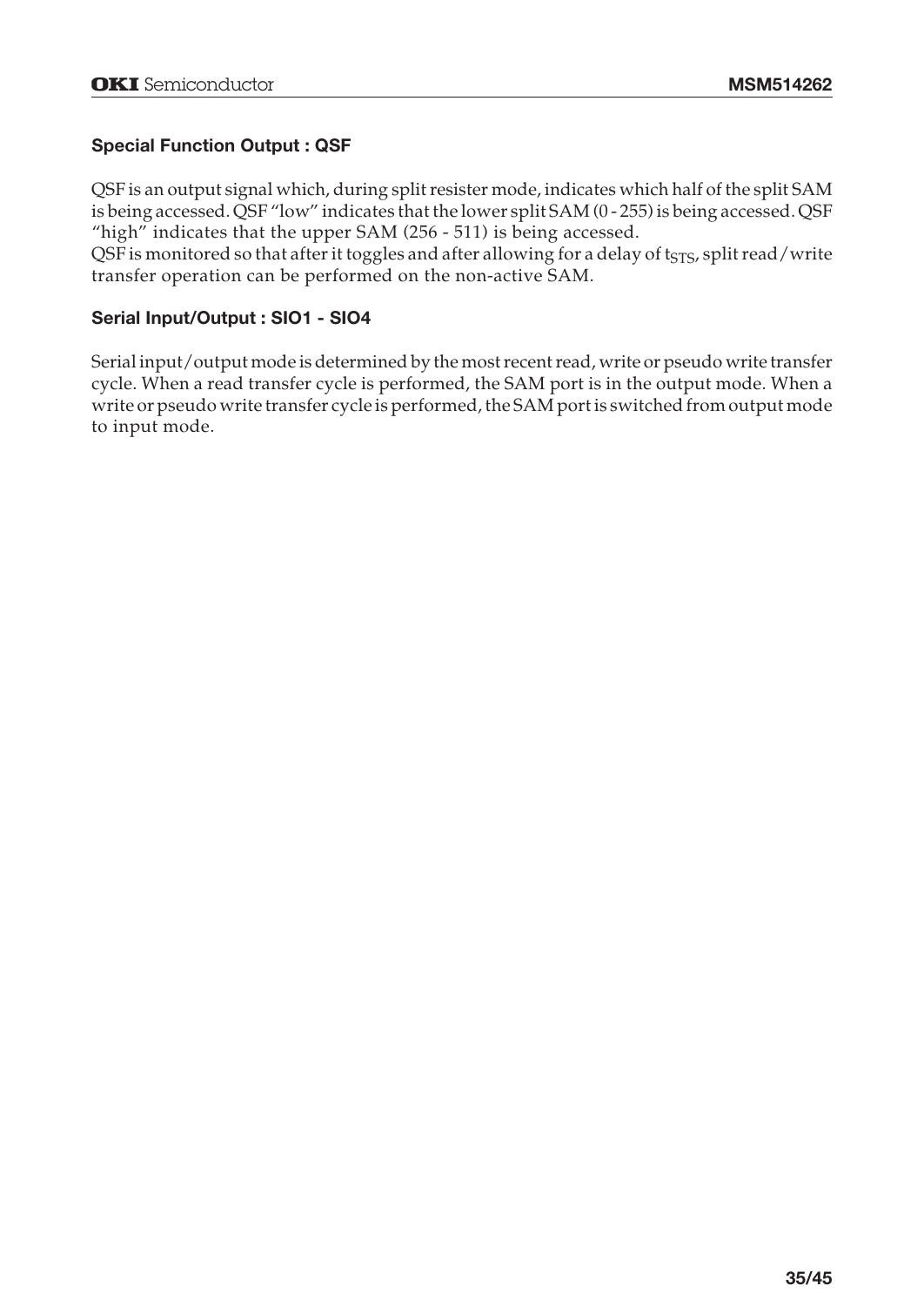### Special Function Output : QSF

QSF is an output signal which, during split resister mode, indicates which half of the split SAM is being accessed. QSF "low" indicates that the lower split SAM (0 - 255) is being accessed. QSF "high" indicates that the upper SAM (256 - 511) is being accessed.
QSF is monitored so that after it toggles and after allowing for a delay of $t_{STS}$, split read/write transfer operation can be performed on the non-active SAM.

### Serial Input/Output : SIO1 - SIO4

Serial input/output mode is determined by the most recent read, write or pseudo write transfer cycle. When a read transfer cycle is performed, the SAM port is in the output mode. When a write or pseudo write transfer cycle is performed, the SAM port is switched from output mode to input mode.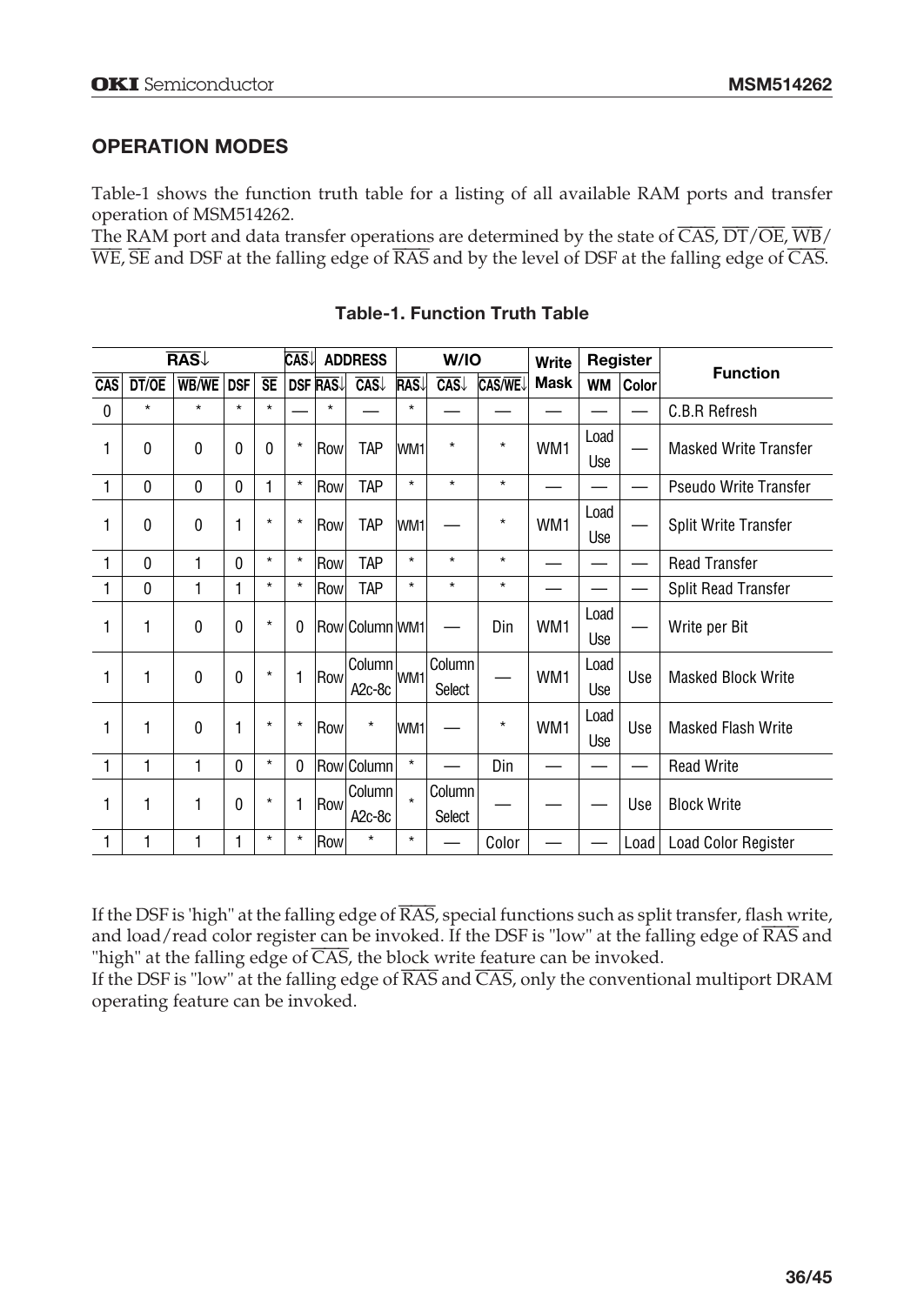## OPERATION MODES

Table-1 shows the function truth table for a listing of all available RAM ports and transfer operation of MSM514262.

The RAM port and data transfer operations are determined by the state of $\overline{CAS}$, $\overline{DT}/\overline{OE}$, $\overline{WB}/\overline{WE}$, $\overline{SE}$ and DSF at the falling edge of $\overline{RAS}$ and by the level of DSF at the falling edge of $\overline{CAS}$.

**Table-1. Function Truth Table**

| $\overline{RAS}$↓ | | | | | $\overline{CAS}$↓ | ADDRESS | | W/IO | | | Write Mask | Register | | Function |
|---|---|---|---|---|---|---|---|---|---|---|---|---|---|---|
| $\overline{CAS}$ | $\overline{DT}/\overline{OE}$ | $\overline{WB}/\overline{WE}$ | DSF | $\overline{SE}$ | DSF | $\overline{RAS}$↓ | $\overline{CAS}$↓ | $\overline{RAS}$↓ | $\overline{CAS}$↓ | $\overline{CAS}/\overline{WE}$↓ | | WM | Color | |
| 0 | * | * | * | * | — | * | — | * | — | — | — | — | — | C.B.R Refresh |
| 1 | 0 | 0 | 0 | 0 | * | Row | TAP | WM1 | * | * | WM1 | Load Use | — | Masked Write Transfer |
| 1 | 0 | 0 | 0 | 1 | * | Row | TAP | * | * | * | — | — | — | Pseudo Write Transfer |
| 1 | 0 | 0 | 1 | * | * | Row | TAP | WM1 | — | * | WM1 | Load Use | — | Split Write Transfer |
| 1 | 0 | 1 | 0 | * | * | Row | TAP | * | * | * | — | — | — | Read Transfer |
| 1 | 0 | 1 | 1 | * | * | Row | TAP | * | * | * | — | — | — | Split Read Transfer |
| 1 | 1 | 0 | 0 | * | 0 | Row | Column | WM1 | — | Din | WM1 | Load Use | — | Write per Bit |
| 1 | 1 | 0 | 0 | * | 1 | Row | Column A2c-8c | WM1 | Column Select | — | WM1 | Load Use | Use | Masked Block Write |
| 1 | 1 | 0 | 1 | * | * | Row | * | WM1 | — | * | WM1 | Load Use | Use | Masked Flash Write |
| 1 | 1 | 1 | 0 | * | 0 | Row | Column | * | — | Din | — | — | — | Read Write |
| 1 | 1 | 1 | 0 | * | 1 | Row | Column A2c-8c | * | Column Select | — | — | — | Use | Block Write |
| 1 | 1 | 1 | 1 | * | * | Row | * | * | — | Color | — | — | Load | Load Color Register |

If the DSF is 'high" at the falling edge of $\overline{RAS}$, special functions such as split transfer, flash write, and load/read color register can be invoked. If the DSF is "low" at the falling edge of $\overline{RAS}$ and "high" at the falling edge of $\overline{CAS}$, the block write feature can be invoked.

If the DSF is "low" at the falling edge of $\overline{RAS}$ and $\overline{CAS}$, only the conventional multiport DRAM operating feature can be invoked.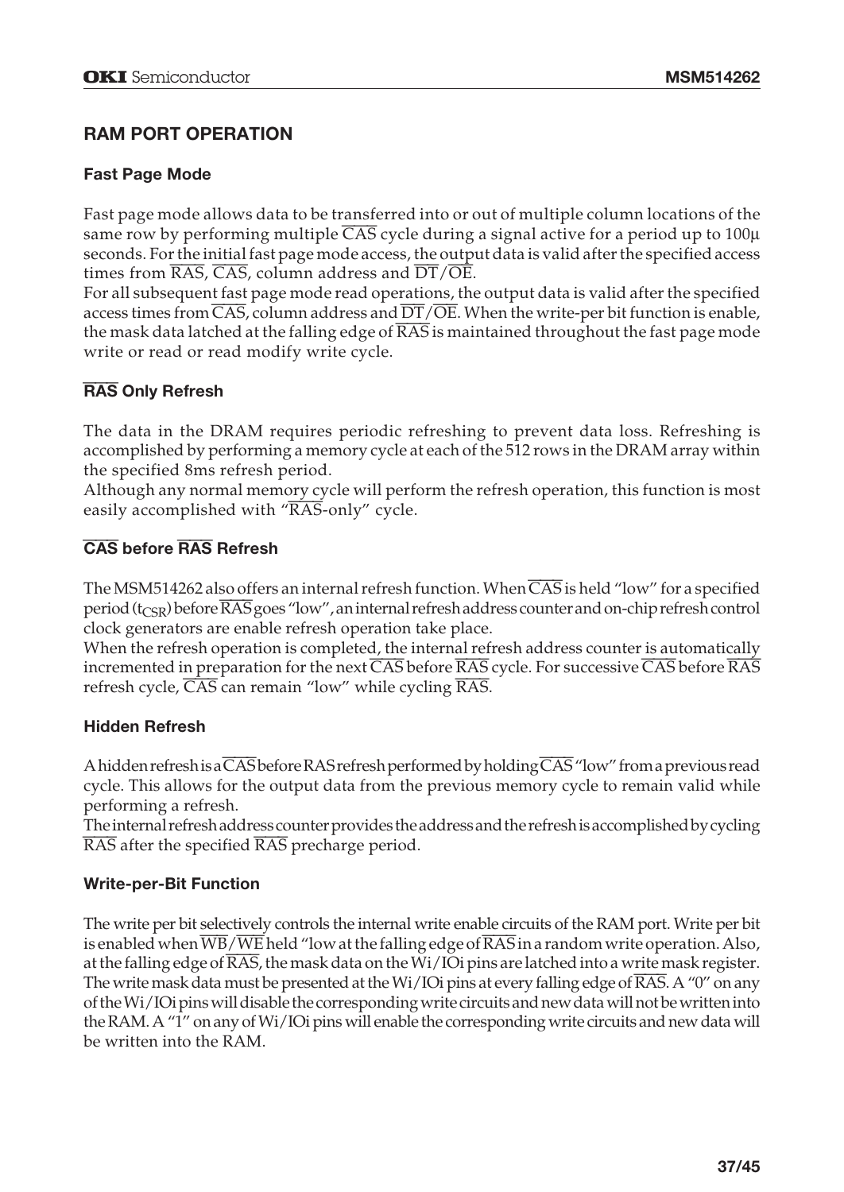## RAM PORT OPERATION

### Fast Page Mode

Fast page mode allows data to be transferred into or out of multiple column locations of the same row by performing multiple $\overline{\text{CAS}}$ cycle during a signal active for a period up to 100μ seconds. For the initial fast page mode access, the output data is valid after the specified access times from $\overline{\text{RAS}}$, $\overline{\text{CAS}}$, column address and $\overline{\text{DT}}/\overline{\text{OE}}$.

For all subsequent fast page mode read operations, the output data is valid after the specified access times from $\overline{\text{CAS}}$, column address and $\overline{\text{DT}}/\overline{\text{OE}}$. When the write-per bit function is enable, the mask data latched at the falling edge of $\overline{\text{RAS}}$ is maintained throughout the fast page mode write or read or read modify write cycle.

### $\overline{\text{RAS}}$ Only Refresh

The data in the DRAM requires periodic refreshing to prevent data loss. Refreshing is accomplished by performing a memory cycle at each of the 512 rows in the DRAM array within the specified 8ms refresh period.

Although any normal memory cycle will perform the refresh operation, this function is most easily accomplished with "$\overline{\text{RAS}}$-only" cycle.

### $\overline{\text{CAS}}$ before $\overline{\text{RAS}}$ Refresh

The MSM514262 also offers an internal refresh function. When $\overline{\text{CAS}}$ is held "low" for a specified period ($t_{CSR}$) before $\overline{\text{RAS}}$ goes "low", an internal refresh address counter and on-chip refresh control clock generators are enable refresh operation take place.

When the refresh operation is completed, the internal refresh address counter is automatically incremented in preparation for the next $\overline{\text{CAS}}$ before $\overline{\text{RAS}}$ cycle. For successive $\overline{\text{CAS}}$ before $\overline{\text{RAS}}$ refresh cycle, $\overline{\text{CAS}}$ can remain "low" while cycling $\overline{\text{RAS}}$.

### Hidden Refresh

A hidden refresh is a $\overline{\text{CAS}}$ before RAS refresh performed by holding $\overline{\text{CAS}}$ "low" from a previous read cycle. This allows for the output data from the previous memory cycle to remain valid while performing a refresh.

The internal refresh address counter provides the address and the refresh is accomplished by cycling $\overline{\text{RAS}}$ after the specified $\overline{\text{RAS}}$ precharge period.

### Write-per-Bit Function

The write per bit selectively controls the internal write enable circuits of the RAM port. Write per bit is enabled when $\overline{\text{WB}}/\overline{\text{WE}}$ held "low at the falling edge of $\overline{\text{RAS}}$ in a random write operation. Also, at the falling edge of $\overline{\text{RAS}}$, the mask data on the Wi/IOi pins are latched into a write mask register. The write mask data must be presented at the Wi/IOi pins at every falling edge of $\overline{\text{RAS}}$. A "0" on any of the Wi/IOi pins will disable the corresponding write circuits and new data will not be written into the RAM. A "1" on any of Wi/IOi pins will enable the corresponding write circuits and new data will be written into the RAM.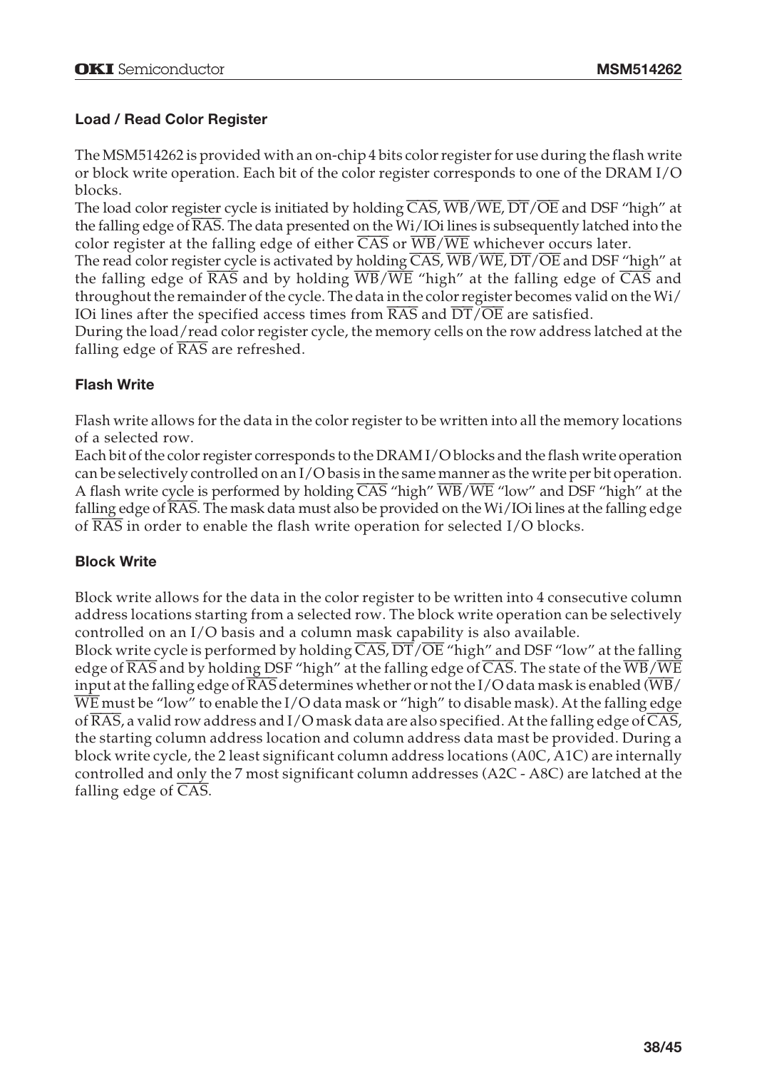### Load / Read Color Register

The MSM514262 is provided with an on-chip 4 bits color register for use during the flash write or block write operation. Each bit of the color register corresponds to one of the DRAM I/O blocks.

The load color register cycle is initiated by holding $\overline{CAS}$, $\overline{WB}/\overline{WE}$, $\overline{DT}/\overline{OE}$ and DSF "high" at the falling edge of $\overline{RAS}$. The data presented on the Wi/IOi lines is subsequently latched into the color register at the falling edge of either $\overline{CAS}$ or $\overline{WB}/\overline{WE}$ whichever occurs later.

The read color register cycle is activated by holding $\overline{CAS}$, $\overline{WB}/\overline{WE}$, $\overline{DT}/\overline{OE}$ and DSF "high" at the falling edge of $\overline{RAS}$ and by holding $\overline{WB}/\overline{WE}$ "high" at the falling edge of $\overline{CAS}$ and throughout the remainder of the cycle. The data in the color register becomes valid on the Wi/IOi lines after the specified access times from $\overline{RAS}$ and $\overline{DT}/\overline{OE}$ are satisfied.

During the load/read color register cycle, the memory cells on the row address latched at the falling edge of $\overline{RAS}$ are refreshed.

### Flash Write

Flash write allows for the data in the color register to be written into all the memory locations of a selected row.

Each bit of the color register corresponds to the DRAM I/O blocks and the flash write operation can be selectively controlled on an I/O basis in the same manner as the write per bit operation.

A flash write cycle is performed by holding $\overline{CAS}$ "high" $\overline{WB}/\overline{WE}$ "low" and DSF "high" at the falling edge of $\overline{RAS}$. The mask data must also be provided on the Wi/IOi lines at the falling edge of $\overline{RAS}$ in order to enable the flash write operation for selected I/O blocks.

### Block Write

Block write allows for the data in the color register to be written into 4 consecutive column address locations starting from a selected row. The block write operation can be selectively controlled on an I/O basis and a column mask capability is also available.

Block write cycle is performed by holding $\overline{CAS}$, $\overline{DT}/\overline{OE}$ "high" and DSF "low" at the falling edge of $\overline{RAS}$ and by holding DSF "high" at the falling edge of $\overline{CAS}$. The state of the $\overline{WB}/\overline{WE}$ input at the falling edge of $\overline{RAS}$ determines whether or not the I/O data mask is enabled ($\overline{WB}/\overline{WE}$ must be "low" to enable the I/O data mask or "high" to disable mask). At the falling edge of $\overline{RAS}$, a valid row address and I/O mask data are also specified. At the falling edge of $\overline{CAS}$, the starting column address location and column address data mast be provided. During a block write cycle, the 2 least significant column address locations (A0C, A1C) are internally controlled and only the 7 most significant column addresses (A2C - A8C) are latched at the falling edge of $\overline{CAS}$.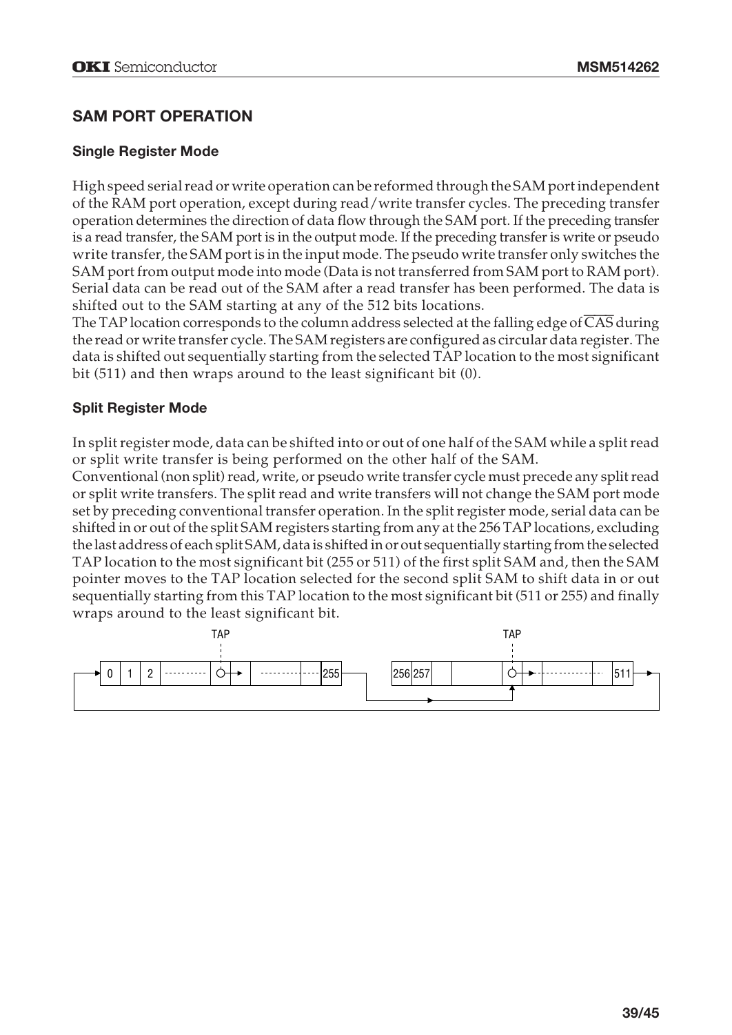## SAM PORT OPERATION

### Single Register Mode

High speed serial read or write operation can be reformed through the SAM port independent of the RAM port operation, except during read/write transfer cycles. The preceding transfer operation determines the direction of data flow through the SAM port. If the preceding transfer is a read transfer, the SAM port is in the output mode. If the preceding transfer is write or pseudo write transfer, the SAM port is in the input mode. The pseudo write transfer only switches the SAM port from output mode into mode (Data is not transferred from SAM port to RAM port). Serial data can be read out of the SAM after a read transfer has been performed. The data is shifted out to the SAM starting at any of the 512 bits locations.
The TAP location corresponds to the column address selected at the falling edge of $\overline{CAS}$ during the read or write transfer cycle. The SAM registers are configured as circular data register. The data is shifted out sequentially starting from the selected TAP location to the most significant bit (511) and then wraps around to the least significant bit (0).

### Split Register Mode

In split register mode, data can be shifted into or out of one half of the SAM while a split read or split write transfer is being performed on the other half of the SAM.
Conventional (non split) read, write, or pseudo write transfer cycle must precede any split read or split write transfers. The split read and write transfers will not change the SAM port mode set by preceding conventional transfer operation. In the split register mode, serial data can be shifted in or out of the split SAM registers starting from any at the 256 TAP locations, excluding the last address of each split SAM, data is shifted in or out sequentially starting from the selected TAP location to the most significant bit (255 or 511) of the first split SAM and, then the SAM pointer moves to the TAP location selected for the second split SAM to shift data in or out sequentially starting from this TAP location to the most significant bit (511 or 255) and finally wraps around to the least significant bit.

| 0 | 1 | 2 | ... | TAP | ... | 255 | | 256 | 257 | ... | TAP | ... | 511 |
|---|---|---|---|---|---|---|---|---|---|---|---|---|---|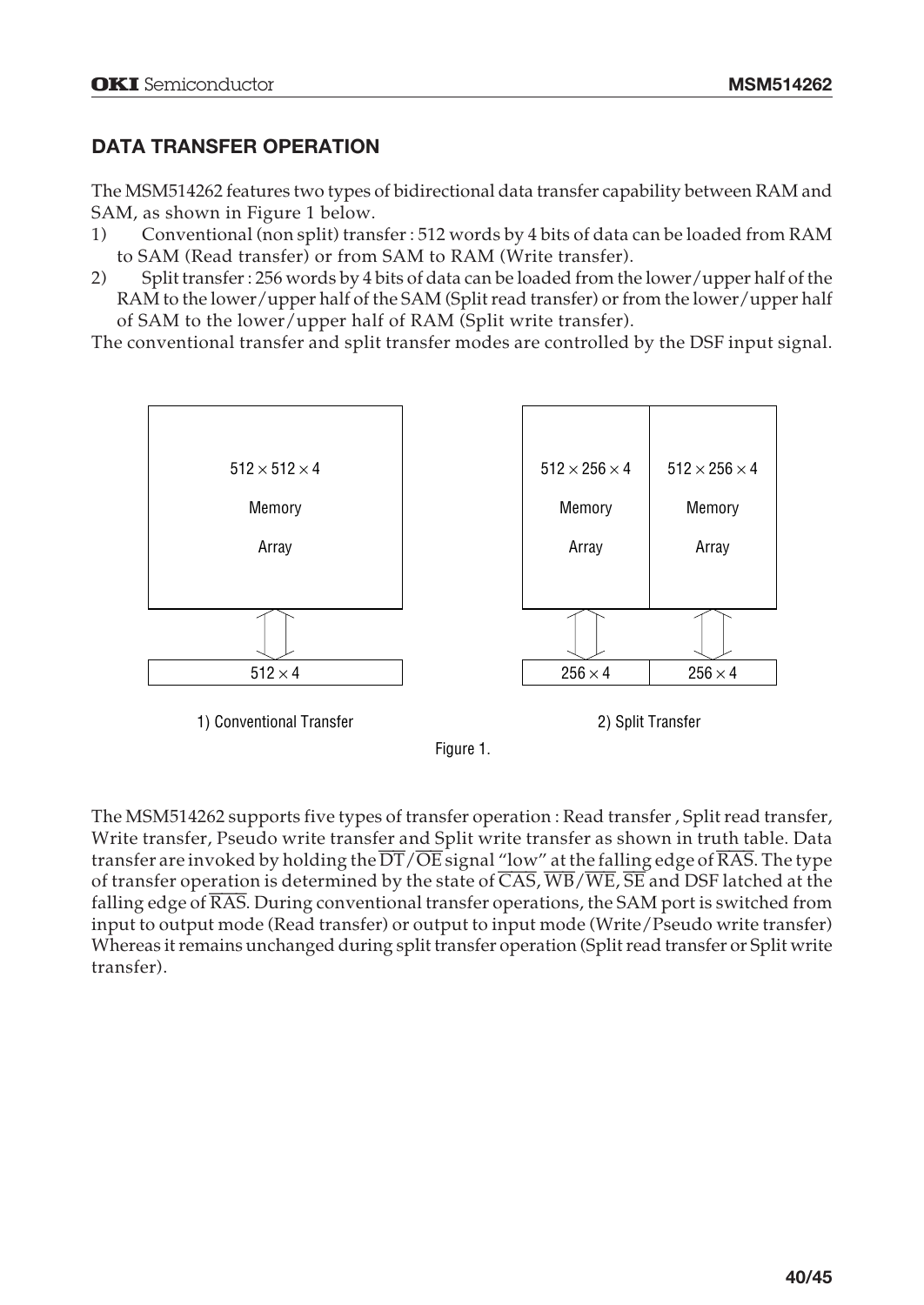## DATA TRANSFER OPERATION

The MSM514262 features two types of bidirectional data transfer capability between RAM and SAM, as shown in Figure 1 below.

1) Conventional (non split) transfer : 512 words by 4 bits of data can be loaded from RAM to SAM (Read transfer) or from SAM to RAM (Write transfer).
2) Split transfer : 256 words by 4 bits of data can be loaded from the lower/upper half of the RAM to the lower/upper half of the SAM (Split read transfer) or from the lower/upper half of SAM to the lower/upper half of RAM (Split write transfer).

The conventional transfer and split transfer modes are controlled by the DSF input signal.

$512 \times 512 \times 4$ Memory Array

$512 \times 4$

1) Conventional Transfer

$512 \times 256 \times 4$ Memory Array | $512 \times 256 \times 4$ Memory Array

$256 \times 4$ | $256 \times 4$

2) Split Transfer

Figure 1.

The MSM514262 supports five types of transfer operation : Read transfer , Split read transfer, Write transfer, Pseudo write transfer and Split write transfer as shown in truth table. Data transfer are invoked by holding the $\overline{DT}/\overline{OE}$ signal "low" at the falling edge of $\overline{RAS}$. The type of transfer operation is determined by the state of $\overline{CAS}$, $\overline{WB}/\overline{WE}$, $\overline{SE}$ and DSF latched at the falling edge of $\overline{RAS}$. During conventional transfer operations, the SAM port is switched from input to output mode (Read transfer) or output to input mode (Write/Pseudo write transfer) Whereas it remains unchanged during split transfer operation (Split read transfer or Split write transfer).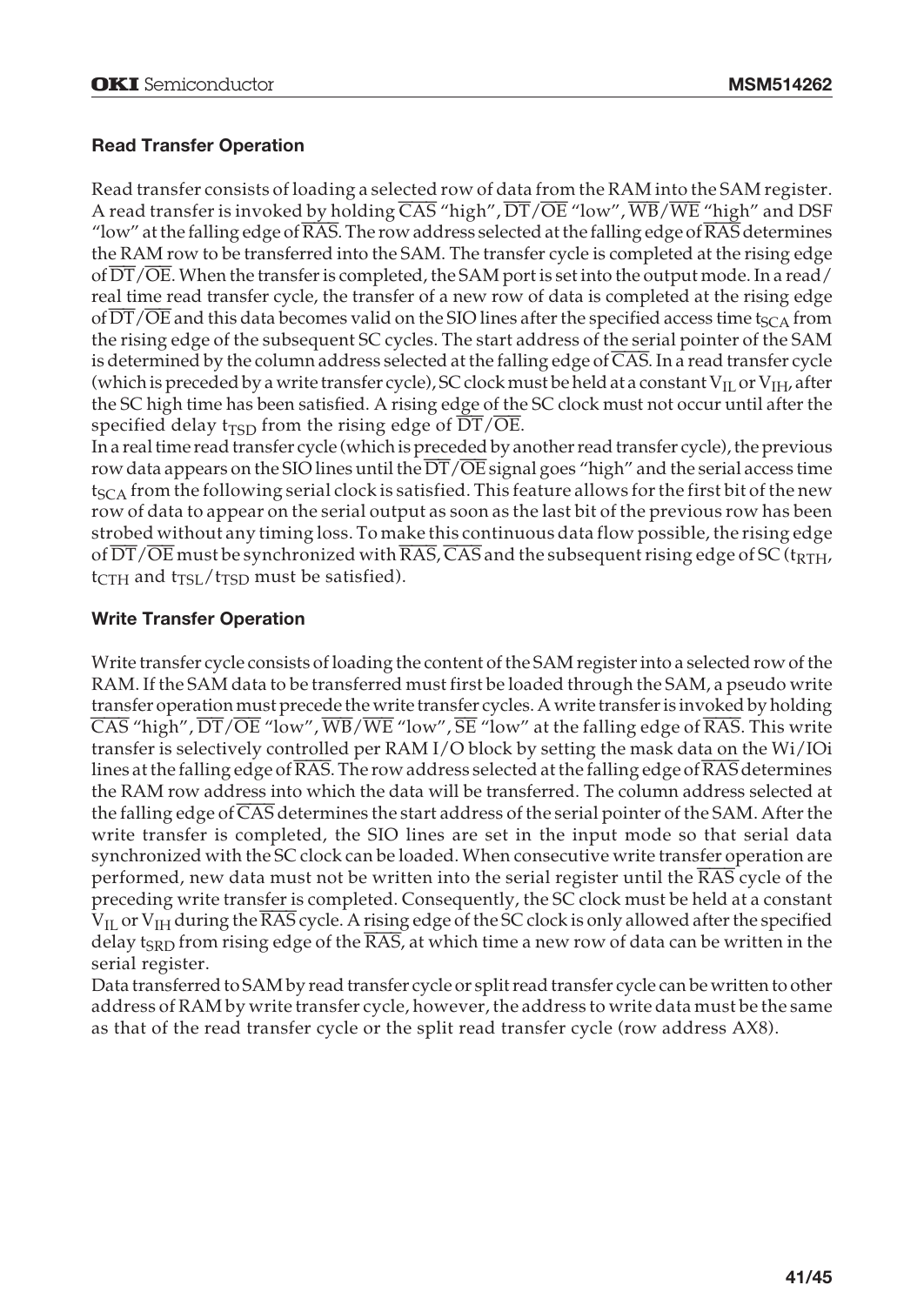### Read Transfer Operation

Read transfer consists of loading a selected row of data from the RAM into the SAM register. A read transfer is invoked by holding $\overline{CAS}$ "high", $\overline{DT}/\overline{OE}$ "low", $\overline{WB}/\overline{WE}$ "high" and DSF "low" at the falling edge of $\overline{RAS}$. The row address selected at the falling edge of $\overline{RAS}$ determines the RAM row to be transferred into the SAM. The transfer cycle is completed at the rising edge of $\overline{DT}/\overline{OE}$. When the transfer is completed, the SAM port is set into the output mode. In a read/real time read transfer cycle, the transfer of a new row of data is completed at the rising edge of $\overline{DT}/\overline{OE}$ and this data becomes valid on the SIO lines after the specified access time $t_{SCA}$ from the rising edge of the subsequent SC cycles. The start address of the serial pointer of the SAM is determined by the column address selected at the falling edge of $\overline{CAS}$. In a read transfer cycle (which is preceded by a write transfer cycle), SC clock must be held at a constant $V_{IL}$ or $V_{IH}$, after the SC high time has been satisfied. A rising edge of the SC clock must not occur until after the specified delay $t_{TSD}$ from the rising edge of $\overline{DT}/\overline{OE}$.

In a real time read transfer cycle (which is preceded by another read transfer cycle), the previous row data appears on the SIO lines until the $\overline{DT}/\overline{OE}$ signal goes "high" and the serial access time $t_{SCA}$ from the following serial clock is satisfied. This feature allows for the first bit of the new row of data to appear on the serial output as soon as the last bit of the previous row has been strobed without any timing loss. To make this continuous data flow possible, the rising edge of $\overline{DT}/\overline{OE}$ must be synchronized with $\overline{RAS}$, $\overline{CAS}$ and the subsequent rising edge of SC ($t_{RTH}$, $t_{CTH}$ and $t_{TSL}/t_{TSD}$ must be satisfied).

### Write Transfer Operation

Write transfer cycle consists of loading the content of the SAM register into a selected row of the RAM. If the SAM data to be transferred must first be loaded through the SAM, a pseudo write transfer operation must precede the write transfer cycles. A write transfer is invoked by holding $\overline{CAS}$ "high", $\overline{DT}/\overline{OE}$ "low", $\overline{WB}/\overline{WE}$ "low", $\overline{SE}$ "low" at the falling edge of $\overline{RAS}$. This write transfer is selectively controlled per RAM I/O block by setting the mask data on the Wi/IOi lines at the falling edge of $\overline{RAS}$. The row address selected at the falling edge of $\overline{RAS}$ determines the RAM row address into which the data will be transferred. The column address selected at the falling edge of $\overline{CAS}$ determines the start address of the serial pointer of the SAM. After the write transfer is completed, the SIO lines are set in the input mode so that serial data synchronized with the SC clock can be loaded. When consecutive write transfer operation are performed, new data must not be written into the serial register until the $\overline{RAS}$ cycle of the preceding write transfer is completed. Consequently, the SC clock must be held at a constant $V_{IL}$ or $V_{IH}$ during the $\overline{RAS}$ cycle. A rising edge of the SC clock is only allowed after the specified delay $t_{SRD}$ from rising edge of the $\overline{RAS}$, at which time a new row of data can be written in the serial register.

Data transferred to SAM by read transfer cycle or split read transfer cycle can be written to other address of RAM by write transfer cycle, however, the address to write data must be the same as that of the read transfer cycle or the split read transfer cycle (row address AX8).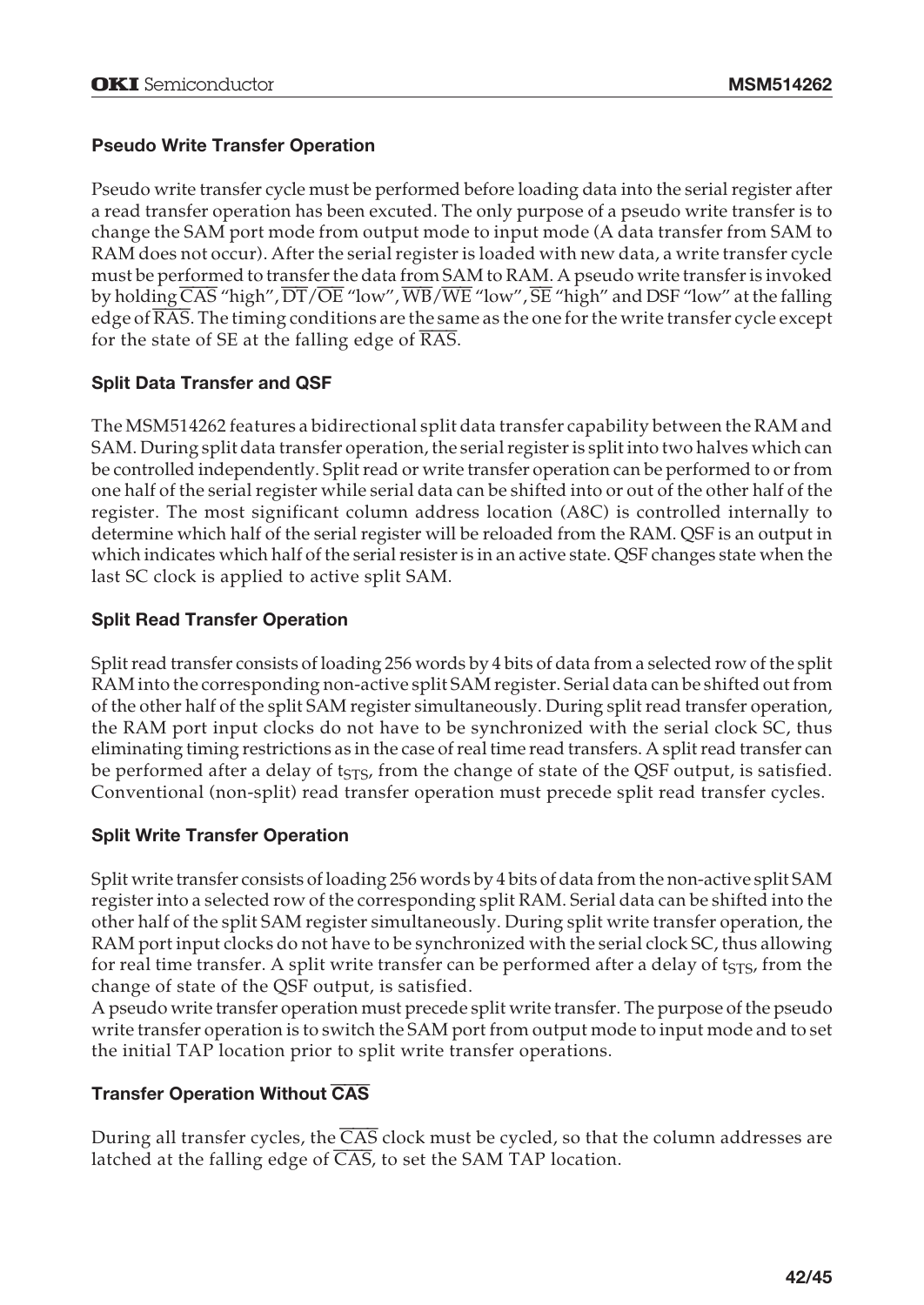### Pseudo Write Transfer Operation

Pseudo write transfer cycle must be performed before loading data into the serial register after a read transfer operation has been excuted. The only purpose of a pseudo write transfer is to change the SAM port mode from output mode to input mode (A data transfer from SAM to RAM does not occur). After the serial register is loaded with new data, a write transfer cycle must be performed to transfer the data from SAM to RAM. A pseudo write transfer is invoked by holding $\overline{CAS}$ "high", $\overline{DT}/\overline{OE}$ "low", $\overline{WB}/\overline{WE}$ "low", $\overline{SE}$ "high" and DSF "low" at the falling edge of $\overline{RAS}$. The timing conditions are the same as the one for the write transfer cycle except for the state of SE at the falling edge of $\overline{RAS}$.

### Split Data Transfer and QSF

The MSM514262 features a bidirectional split data transfer capability between the RAM and SAM. During split data transfer operation, the serial register is split into two halves which can be controlled independently. Split read or write transfer operation can be performed to or from one half of the serial register while serial data can be shifted into or out of the other half of the register. The most significant column address location (A8C) is controlled internally to determine which half of the serial register will be reloaded from the RAM. QSF is an output in which indicates which half of the serial resister is in an active state. QSF changes state when the last SC clock is applied to active split SAM.

### Split Read Transfer Operation

Split read transfer consists of loading 256 words by 4 bits of data from a selected row of the split RAM into the corresponding non-active split SAM register. Serial data can be shifted out from of the other half of the split SAM register simultaneously. During split read transfer operation, the RAM port input clocks do not have to be synchronized with the serial clock SC, thus eliminating timing restrictions as in the case of real time read transfers. A split read transfer can be performed after a delay of $t_{STS}$, from the change of state of the QSF output, is satisfied. Conventional (non-split) read transfer operation must precede split read transfer cycles.

### Split Write Transfer Operation

Split write transfer consists of loading 256 words by 4 bits of data from the non-active split SAM register into a selected row of the corresponding split RAM. Serial data can be shifted into the other half of the split SAM register simultaneously. During split write transfer operation, the RAM port input clocks do not have to be synchronized with the serial clock SC, thus allowing for real time transfer. A split write transfer can be performed after a delay of $t_{STS}$, from the change of state of the QSF output, is satisfied.

A pseudo write transfer operation must precede split write transfer. The purpose of the pseudo write transfer operation is to switch the SAM port from output mode to input mode and to set the initial TAP location prior to split write transfer operations.

### Transfer Operation Without $\overline{CAS}$

During all transfer cycles, the $\overline{CAS}$ clock must be cycled, so that the column addresses are latched at the falling edge of $\overline{CAS}$, to set the SAM TAP location.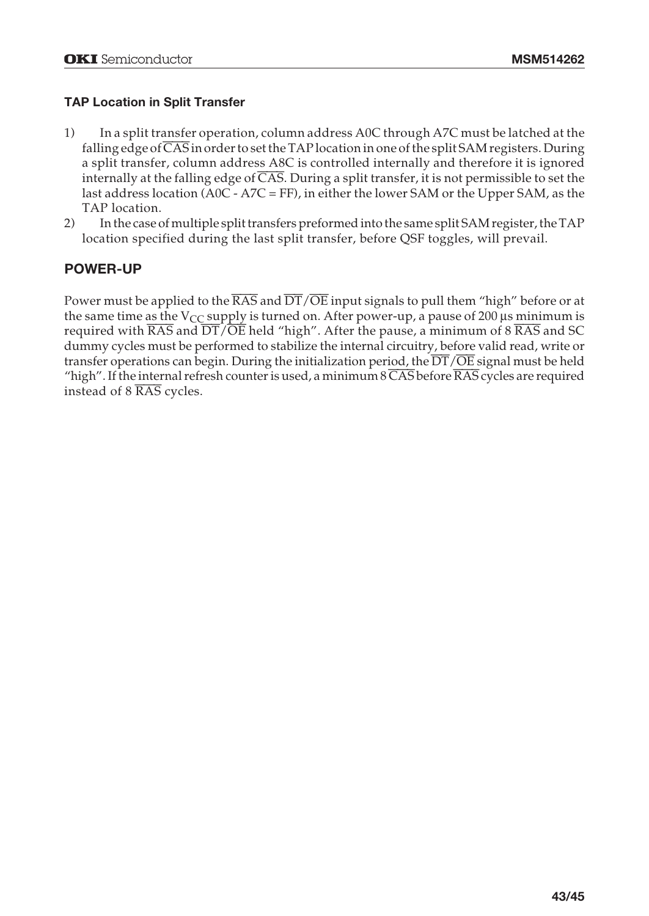### TAP Location in Split Transfer

1) In a split transfer operation, column address A0C through A7C must be latched at the falling edge of $\overline{CAS}$ in order to set the TAP location in one of the split SAM registers. During a split transfer, column address A8C is controlled internally and therefore it is ignored internally at the falling edge of $\overline{CAS}$. During a split transfer, it is not permissible to set the last address location (A0C - A7C = FF), in either the lower SAM or the Upper SAM, as the TAP location.
2) In the case of multiple split transfers preformed into the same split SAM register, the TAP location specified during the last split transfer, before QSF toggles, will prevail.

## POWER-UP

Power must be applied to the $\overline{RAS}$ and $\overline{DT}/\overline{OE}$ input signals to pull them "high" before or at the same time as the $V_{CC}$ supply is turned on. After power-up, a pause of 200 µs minimum is required with $\overline{RAS}$ and $\overline{DT}/\overline{OE}$ held "high". After the pause, a minimum of 8 $\overline{RAS}$ and SC dummy cycles must be performed to stabilize the internal circuitry, before valid read, write or transfer operations can begin. During the initialization period, the $\overline{DT}/\overline{OE}$ signal must be held "high". If the internal refresh counter is used, a minimum 8 $\overline{CAS}$ before $\overline{RAS}$ cycles are required instead of 8 $\overline{RAS}$ cycles.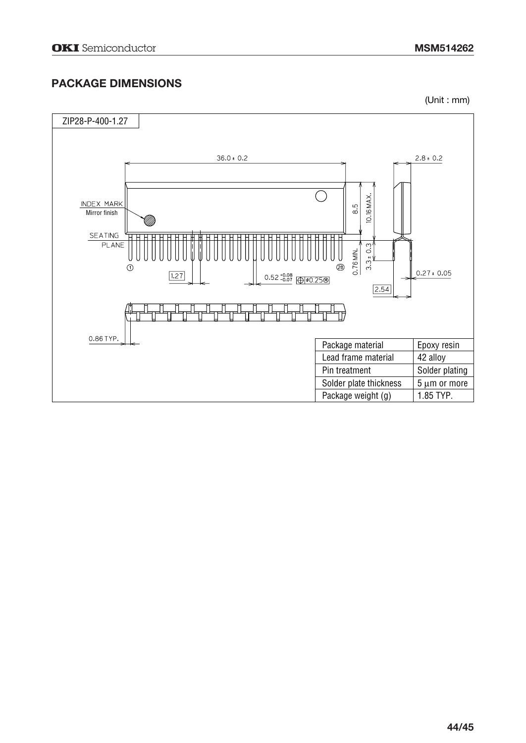## PACKAGE DIMENSIONS

(Unit : mm)

ZIP28-P-400-1.27

| Package material | Epoxy resin |
| --- | --- |
| Lead frame material | 42 alloy |
| Pin treatment | Solder plating |
| Solder plate thickness | 5 μm or more |
| Package weight (g) | 1.85 TYP. |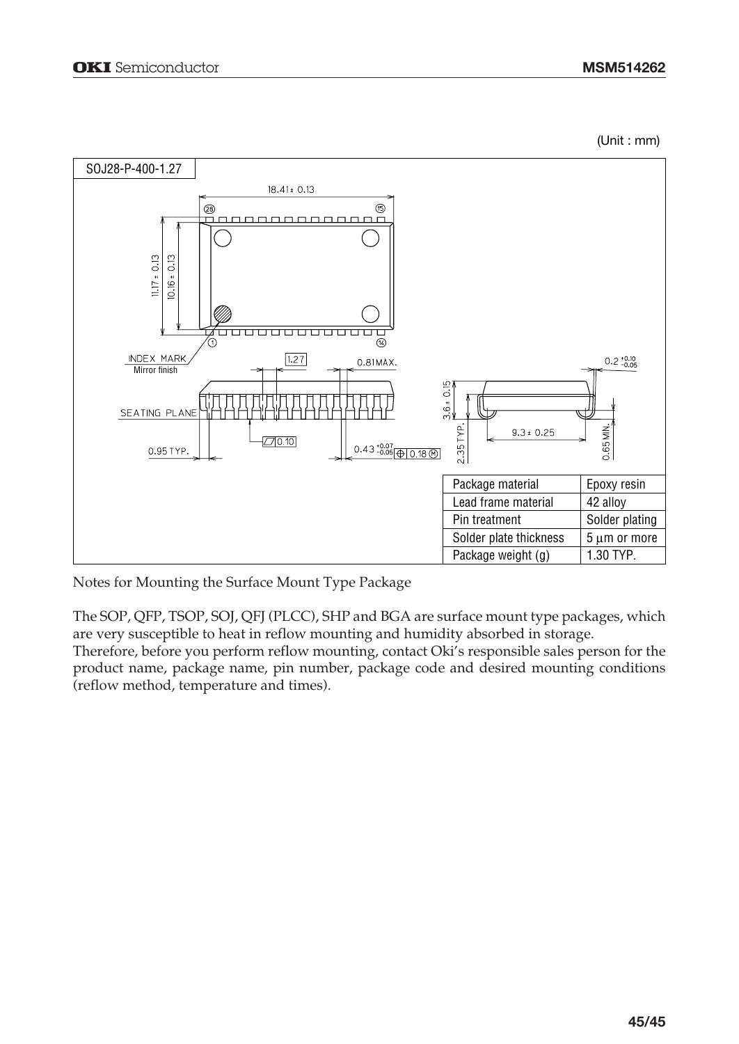(Unit : mm)

SOJ28-P-400-1.27

18.41± 0.13

28 15

11.17 ± 0.13

10.16 ± 0.13

1 14

INDEX MARK
Mirror finish

1.27

0.81MAX.

0.2 $^{+0.10}_{-0.05}$

SEATING PLANE

3.6 ± 0.15

2.35 TYP.

9.3 ± 0.25

0.65 MIN.

0.10

0.95 TYP.

0.43 $^{+0.07}_{-0.05}$ 0.18 M

| | |
|---|---|
| Package material | Epoxy resin |
| Lead frame material | 42 alloy |
| Pin treatment | Solder plating |
| Solder plate thickness | 5 μm or more |
| Package weight (g) | 1.30 TYP. |

Notes for Mounting the Surface Mount Type Package

The SOP, QFP, TSOP, SOJ, QFJ (PLCC), SHP and BGA are surface mount type packages, which are very susceptible to heat in reflow mounting and humidity absorbed in storage.
Therefore, before you perform reflow mounting, contact Oki's responsible sales person for the product name, package name, pin number, package code and desired mounting conditions (reflow method, temperature and times).